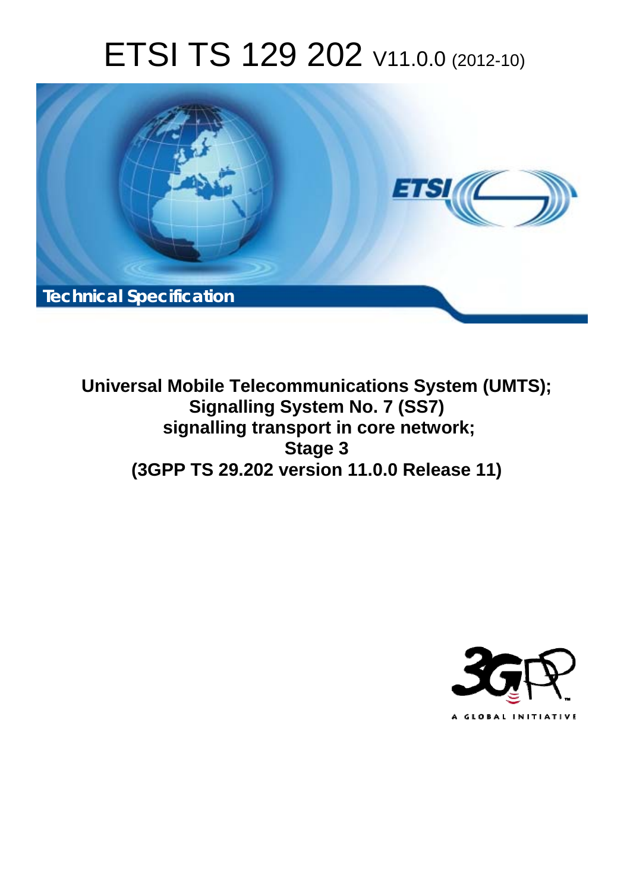# ETSI TS 129 202 V11.0.0 (2012-10)

*Technical Specification*

**Universal Mobile Telecommunications System (UMTS); Signalling System No. 7 (SS7) signalling transport in core network; Stage 3 (3GPP TS 29.202 version 11.0.0 Release 11)**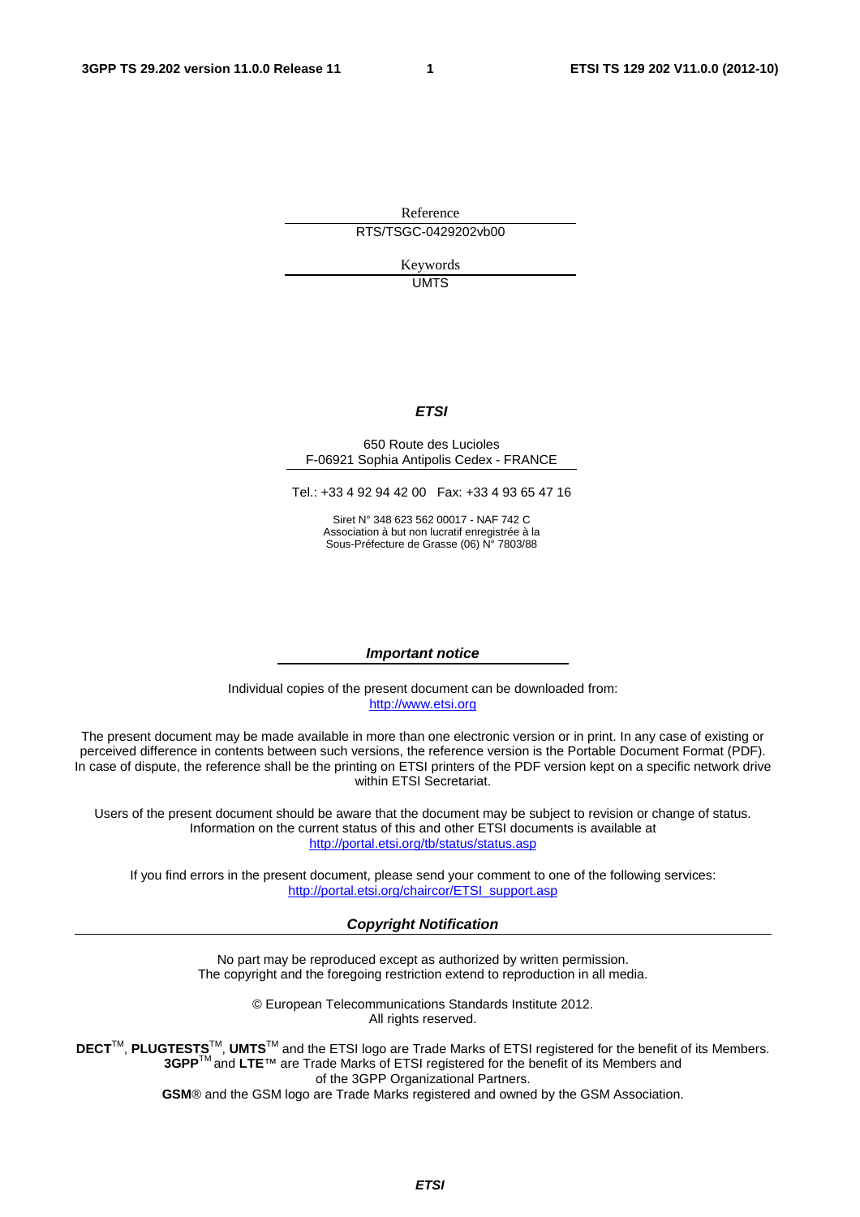Reference

RTS/TSGC-0429202vb00

Keywords

UMTS

***ETSI***

650 Route des Lucioles
F-06921 Sophia Antipolis Cedex - FRANCE

Tel.: +33 4 92 94 42 00 Fax: +33 4 93 65 47 16

Siret N° 348 623 562 00017 - NAF 742 C
Association à but non lucratif enregistrée à la
Sous-Préfecture de Grasse (06) N° 7803/88

***Important notice***

Individual copies of the present document can be downloaded from:
http://www.etsi.org

The present document may be made available in more than one electronic version or in print. In any case of existing or perceived difference in contents between such versions, the reference version is the Portable Document Format (PDF). In case of dispute, the reference shall be the printing on ETSI printers of the PDF version kept on a specific network drive within ETSI Secretariat.

Users of the present document should be aware that the document may be subject to revision or change of status. Information on the current status of this and other ETSI documents is available at
http://portal.etsi.org/tb/status/status.asp

If you find errors in the present document, please send your comment to one of the following services:
http://portal.etsi.org/chaircor/ETSI_support.asp

***Copyright Notification***

No part may be reproduced except as authorized by written permission.
The copyright and the foregoing restriction extend to reproduction in all media.

© European Telecommunications Standards Institute 2012.
All rights reserved.

**DECT**™, **PLUGTESTS**™, **UMTS**™ and the ETSI logo are Trade Marks of ETSI registered for the benefit of its Members.
**3GPP**™ and **LTE**™ are Trade Marks of ETSI registered for the benefit of its Members and
of the 3GPP Organizational Partners.
**GSM**® and the GSM logo are Trade Marks registered and owned by the GSM Association.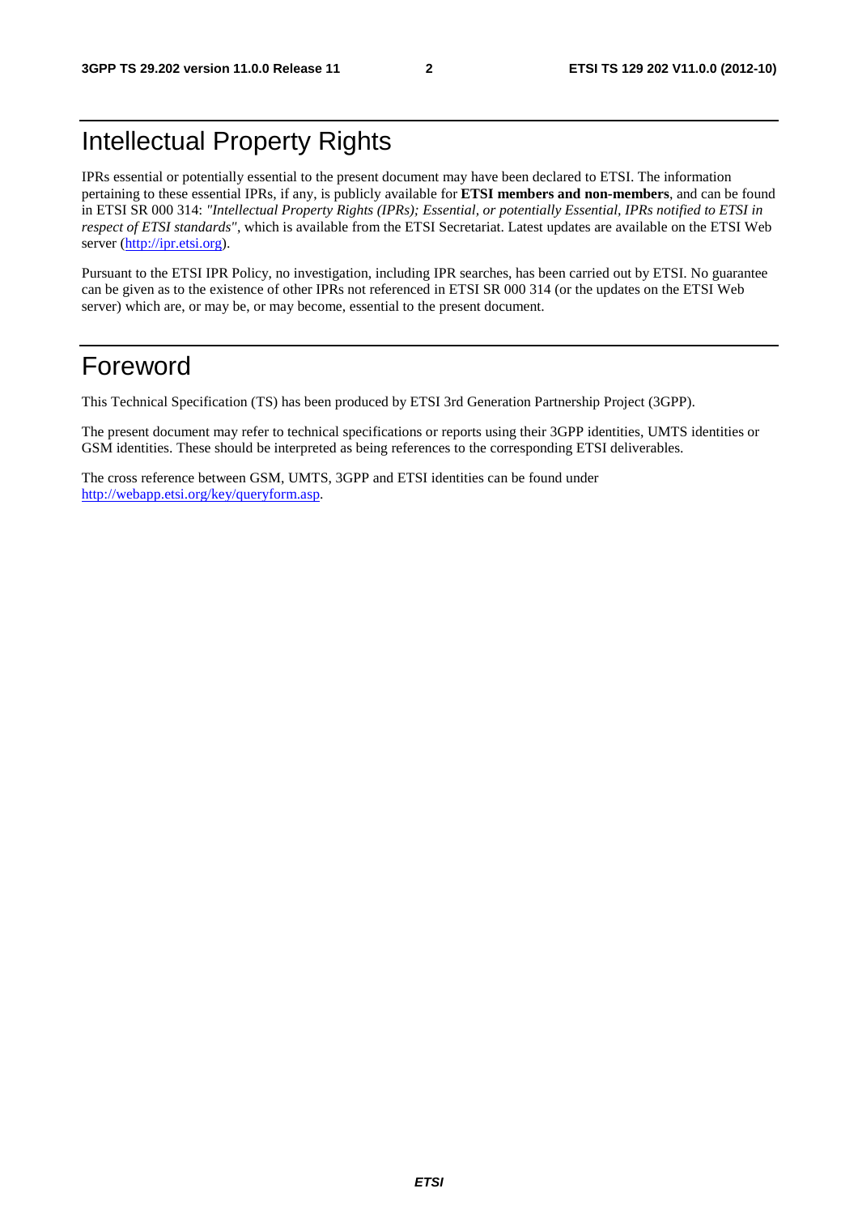# Intellectual Property Rights

IPRs essential or potentially essential to the present document may have been declared to ETSI. The information pertaining to these essential IPRs, if any, is publicly available for **ETSI members and non-members**, and can be found in ETSI SR 000 314: *"Intellectual Property Rights (IPRs); Essential, or potentially Essential, IPRs notified to ETSI in respect of ETSI standards"*, which is available from the ETSI Secretariat. Latest updates are available on the ETSI Web server (http://ipr.etsi.org).

Pursuant to the ETSI IPR Policy, no investigation, including IPR searches, has been carried out by ETSI. No guarantee can be given as to the existence of other IPRs not referenced in ETSI SR 000 314 (or the updates on the ETSI Web server) which are, or may be, or may become, essential to the present document.

# Foreword

This Technical Specification (TS) has been produced by ETSI 3rd Generation Partnership Project (3GPP).

The present document may refer to technical specifications or reports using their 3GPP identities, UMTS identities or GSM identities. These should be interpreted as being references to the corresponding ETSI deliverables.

The cross reference between GSM, UMTS, 3GPP and ETSI identities can be found under http://webapp.etsi.org/key/queryform.asp.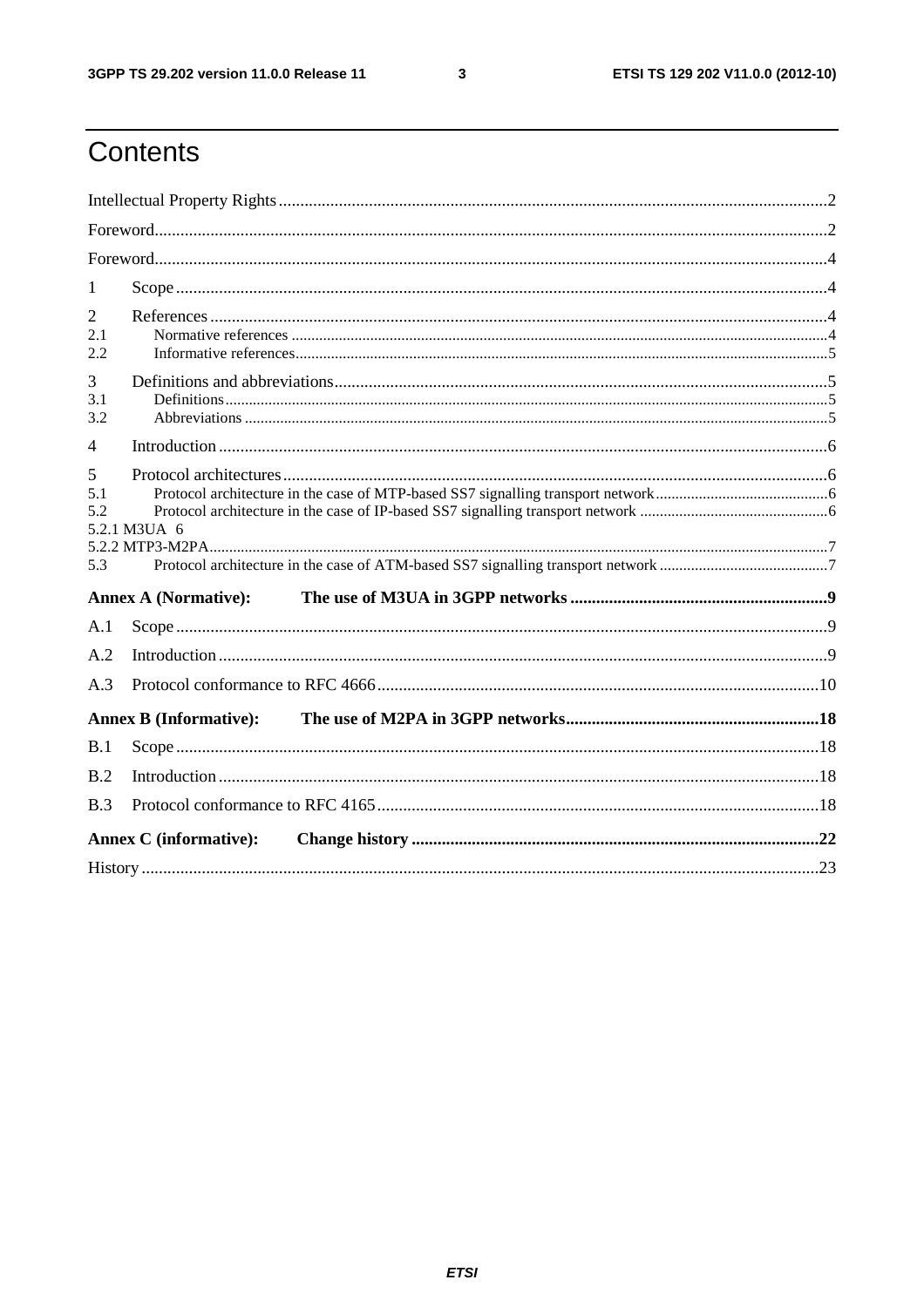# Contents

Intellectual Property Rights..............................................................................................................................2

Foreword...........................................................................................................................................................2

Foreword...........................................................................................................................................................4

1 Scope.......................................................................................................................................................4

2 References...............................................................................................................................................4
2.1 Normative references.........................................................................................................................4
2.2 Informative references........................................................................................................................5

3 Definitions and abbreviations..................................................................................................................5
3.1 Definitions..........................................................................................................................................5
3.2 Abbreviations......................................................................................................................................5

4 Introduction.............................................................................................................................................6

5 Protocol architectures..............................................................................................................................6
5.1 Protocol architecture in the case of MTP-based SS7 signalling transport network...........................6
5.2 Protocol architecture in the case of IP-based SS7 signalling transport network...............................6
5.2.1 M3UA 6
5.2.2 MTP3-M2PA.......................................................................................................................................7
5.3 Protocol architecture in the case of ATM-based SS7 signalling transport network..........................7

**Annex A (Normative): The use of M3UA in 3GPP networks............................................................9**

A.1 Scope.......................................................................................................................................................9

A.2 Introduction.............................................................................................................................................9

A.3 Protocol conformance to RFC 4666......................................................................................................10

**Annex B (Informative): The use of M2PA in 3GPP networks...........................................................18**

B.1 Scope.....................................................................................................................................................18

B.2 Introduction...........................................................................................................................................18

B.3 Protocol conformance to RFC 4165......................................................................................................18

**Annex C (informative): Change history..............................................................................................22**

History............................................................................................................................................................23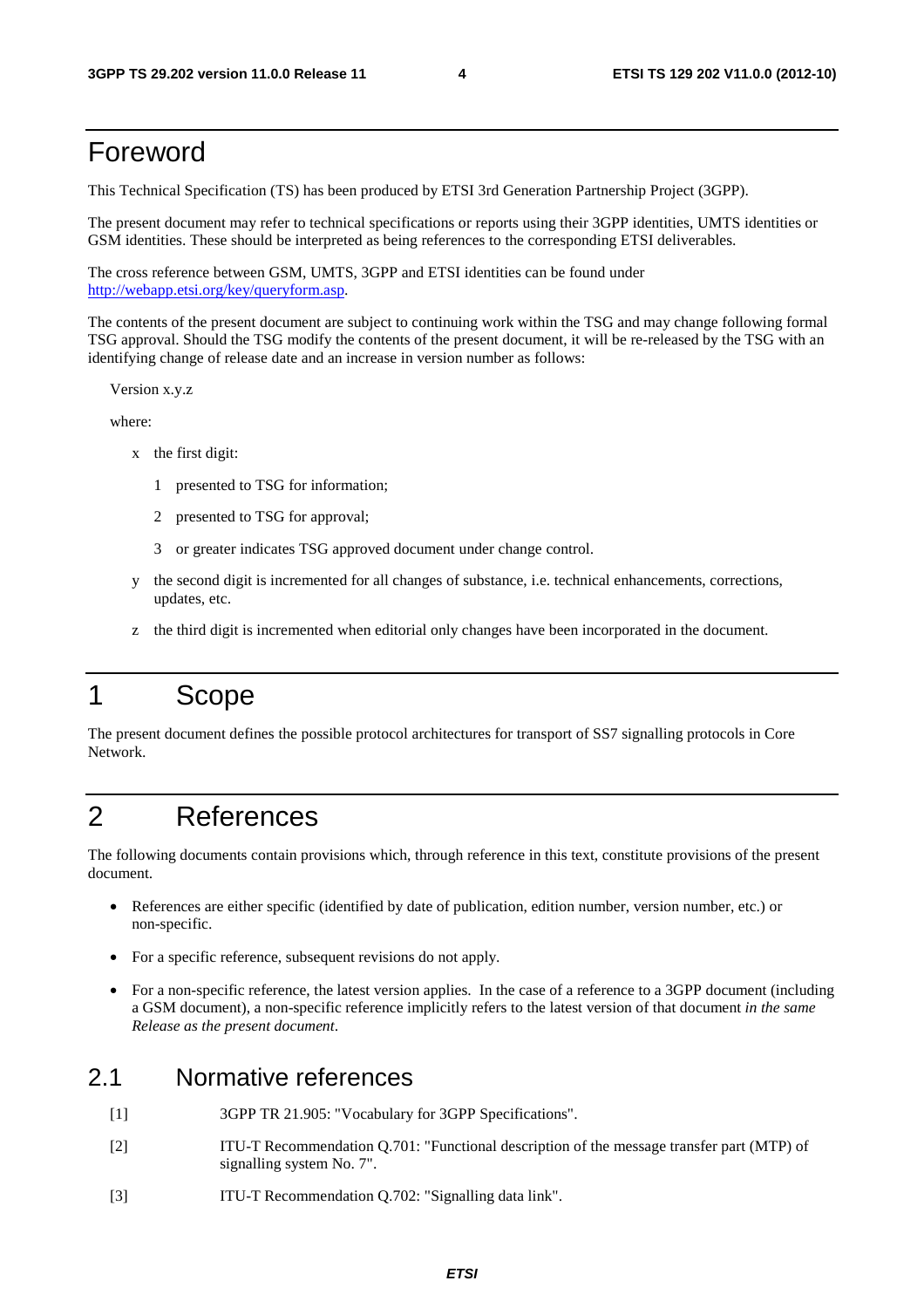# Foreword

This Technical Specification (TS) has been produced by ETSI 3rd Generation Partnership Project (3GPP).

The present document may refer to technical specifications or reports using their 3GPP identities, UMTS identities or GSM identities. These should be interpreted as being references to the corresponding ETSI deliverables.

The cross reference between GSM, UMTS, 3GPP and ETSI identities can be found under http://webapp.etsi.org/key/queryform.asp.

The contents of the present document are subject to continuing work within the TSG and may change following formal TSG approval. Should the TSG modify the contents of the present document, it will be re-released by the TSG with an identifying change of release date and an increase in version number as follows:

Version x.y.z

where:

- x the first digit:
  - 1 presented to TSG for information;
  - 2 presented to TSG for approval;
  - 3 or greater indicates TSG approved document under change control.
- y the second digit is incremented for all changes of substance, i.e. technical enhancements, corrections, updates, etc.
- z the third digit is incremented when editorial only changes have been incorporated in the document.

# 1 Scope

The present document defines the possible protocol architectures for transport of SS7 signalling protocols in Core Network.

# 2 References

The following documents contain provisions which, through reference in this text, constitute provisions of the present document.

- References are either specific (identified by date of publication, edition number, version number, etc.) or non-specific.
- For a specific reference, subsequent revisions do not apply.
- For a non-specific reference, the latest version applies. In the case of a reference to a 3GPP document (including a GSM document), a non-specific reference implicitly refers to the latest version of that document *in the same Release as the present document*.

## 2.1 Normative references

[1] 3GPP TR 21.905: "Vocabulary for 3GPP Specifications".

[2] ITU-T Recommendation Q.701: "Functional description of the message transfer part (MTP) of signalling system No. 7".

[3] ITU-T Recommendation Q.702: "Signalling data link".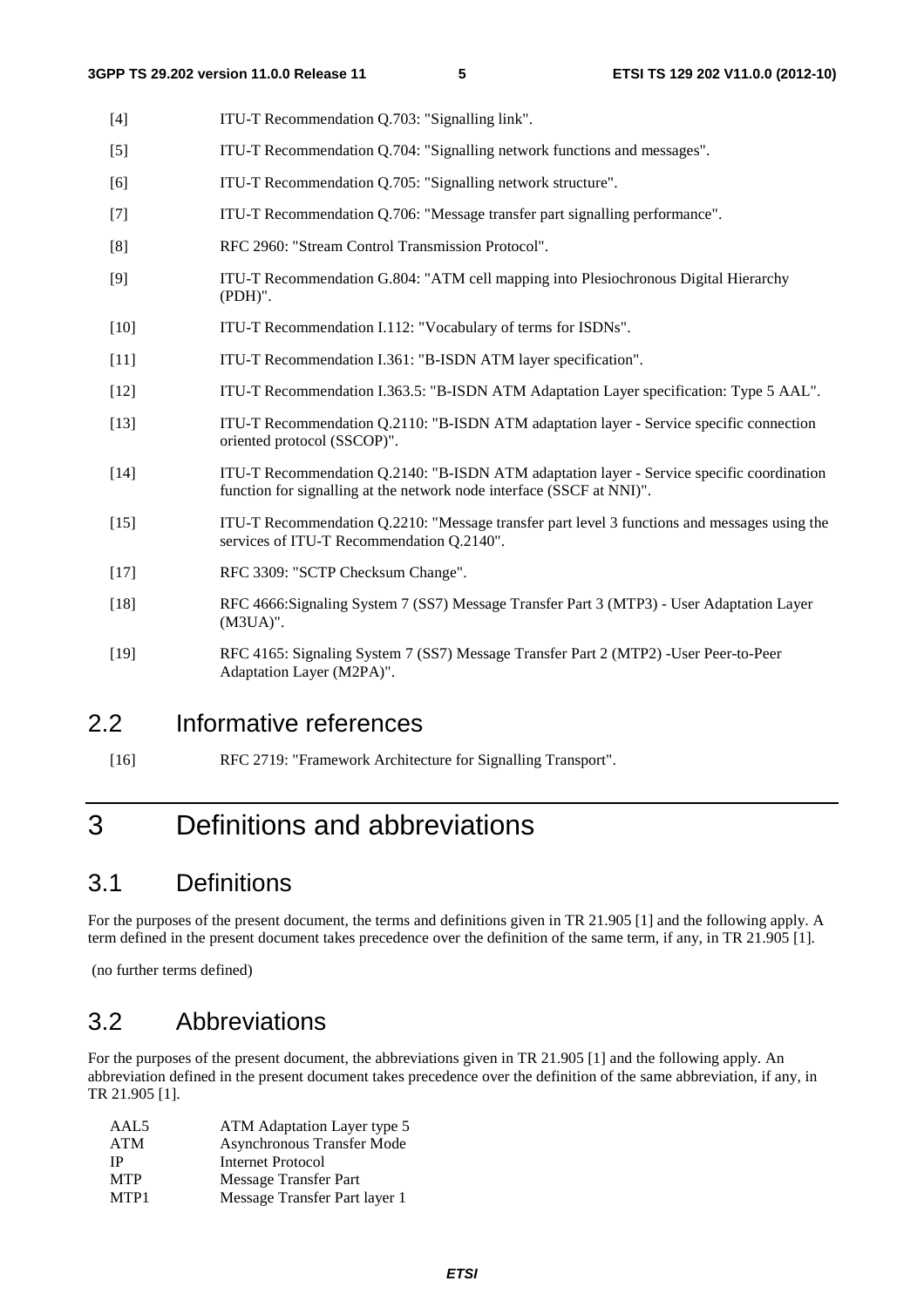[4] ITU-T Recommendation Q.703: "Signalling link".

[5] ITU-T Recommendation Q.704: "Signalling network functions and messages".

[6] ITU-T Recommendation Q.705: "Signalling network structure".

[7] ITU-T Recommendation Q.706: "Message transfer part signalling performance".

[8] RFC 2960: "Stream Control Transmission Protocol".

[9] ITU-T Recommendation G.804: "ATM cell mapping into Plesiochronous Digital Hierarchy (PDH)".

[10] ITU-T Recommendation I.112: "Vocabulary of terms for ISDNs".

[11] ITU-T Recommendation I.361: "B-ISDN ATM layer specification".

[12] ITU-T Recommendation I.363.5: "B-ISDN ATM Adaptation Layer specification: Type 5 AAL".

[13] ITU-T Recommendation Q.2110: "B-ISDN ATM adaptation layer - Service specific connection oriented protocol (SSCOP)".

[14] ITU-T Recommendation Q.2140: "B-ISDN ATM adaptation layer - Service specific coordination function for signalling at the network node interface (SSCF at NNI)".

[15] ITU-T Recommendation Q.2210: "Message transfer part level 3 functions and messages using the services of ITU-T Recommendation Q.2140".

[17] RFC 3309: "SCTP Checksum Change".

[18] RFC 4666:Signaling System 7 (SS7) Message Transfer Part 3 (MTP3) - User Adaptation Layer (M3UA)".

[19] RFC 4165: Signaling System 7 (SS7) Message Transfer Part 2 (MTP2) -User Peer-to-Peer Adaptation Layer (M2PA)".

## 2.2 Informative references

[16] RFC 2719: "Framework Architecture for Signalling Transport".

# 3 Definitions and abbreviations

## 3.1 Definitions

For the purposes of the present document, the terms and definitions given in TR 21.905 [1] and the following apply. A term defined in the present document takes precedence over the definition of the same term, if any, in TR 21.905 [1].

(no further terms defined)

## 3.2 Abbreviations

For the purposes of the present document, the abbreviations given in TR 21.905 [1] and the following apply. An abbreviation defined in the present document takes precedence over the definition of the same abbreviation, if any, in TR 21.905 [1].

AAL5 ATM Adaptation Layer type 5
ATM Asynchronous Transfer Mode
IP Internet Protocol
MTP Message Transfer Part
MTP1 Message Transfer Part layer 1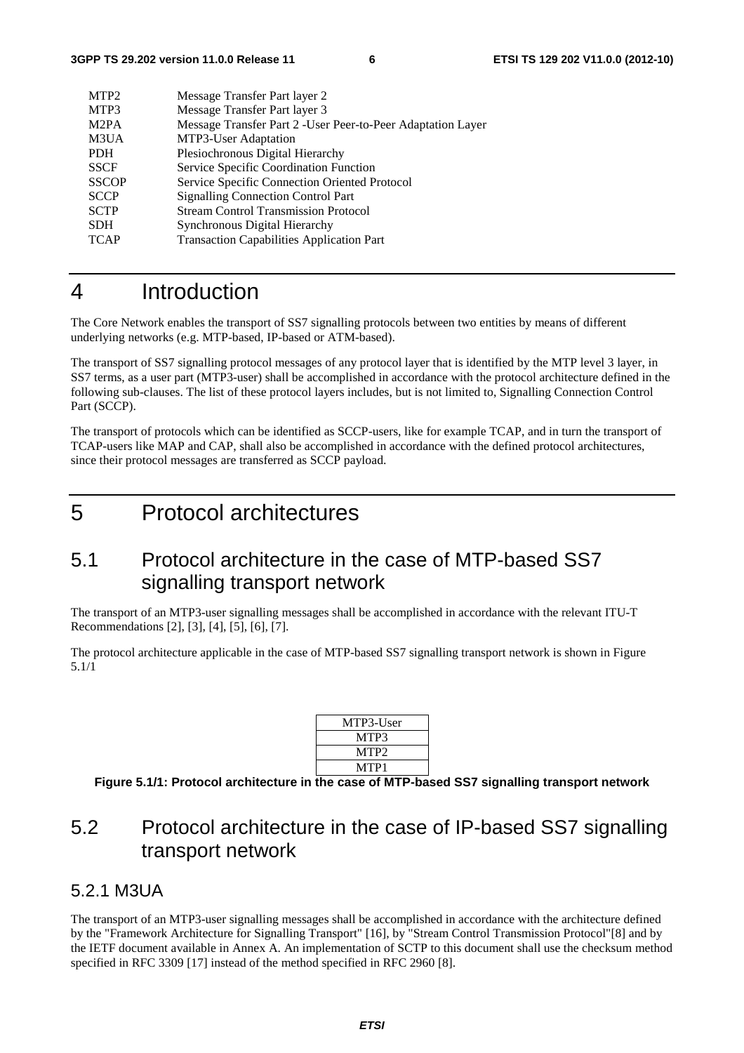| | |
|---|---|
| MTP2 | Message Transfer Part layer 2 |
| MTP3 | Message Transfer Part layer 3 |
| M2PA | Message Transfer Part 2 -User Peer-to-Peer Adaptation Layer |
| M3UA | MTP3-User Adaptation |
| PDH | Plesiochronous Digital Hierarchy |
| SSCF | Service Specific Coordination Function |
| SSCOP | Service Specific Connection Oriented Protocol |
| SCCP | Signalling Connection Control Part |
| SCTP | Stream Control Transmission Protocol |
| SDH | Synchronous Digital Hierarchy |
| TCAP | Transaction Capabilities Application Part |

# 4 Introduction

The Core Network enables the transport of SS7 signalling protocols between two entities by means of different underlying networks (e.g. MTP-based, IP-based or ATM-based).

The transport of SS7 signalling protocol messages of any protocol layer that is identified by the MTP level 3 layer, in SS7 terms, as a user part (MTP3-user) shall be accomplished in accordance with the protocol architecture defined in the following sub-clauses. The list of these protocol layers includes, but is not limited to, Signalling Connection Control Part (SCCP).

The transport of protocols which can be identified as SCCP-users, like for example TCAP, and in turn the transport of TCAP-users like MAP and CAP, shall also be accomplished in accordance with the defined protocol architectures, since their protocol messages are transferred as SCCP payload.

# 5 Protocol architectures

## 5.1 Protocol architecture in the case of MTP-based SS7 signalling transport network

The transport of an MTP3-user signalling messages shall be accomplished in accordance with the relevant ITU-T Recommendations [2], [3], [4], [5], [6], [7].

The protocol architecture applicable in the case of MTP-based SS7 signalling transport network is shown in Figure 5.1/1

| MTP3-User |
|---|
| MTP3 |
| MTP2 |
| MTP1 |

**Figure 5.1/1: Protocol architecture in the case of MTP-based SS7 signalling transport network**

## 5.2 Protocol architecture in the case of IP-based SS7 signalling transport network

### 5.2.1 M3UA

The transport of an MTP3-user signalling messages shall be accomplished in accordance with the architecture defined by the "Framework Architecture for Signalling Transport" [16], by "Stream Control Transmission Protocol"[8] and by the IETF document available in Annex A. An implementation of SCTP to this document shall use the checksum method specified in RFC 3309 [17] instead of the method specified in RFC 2960 [8].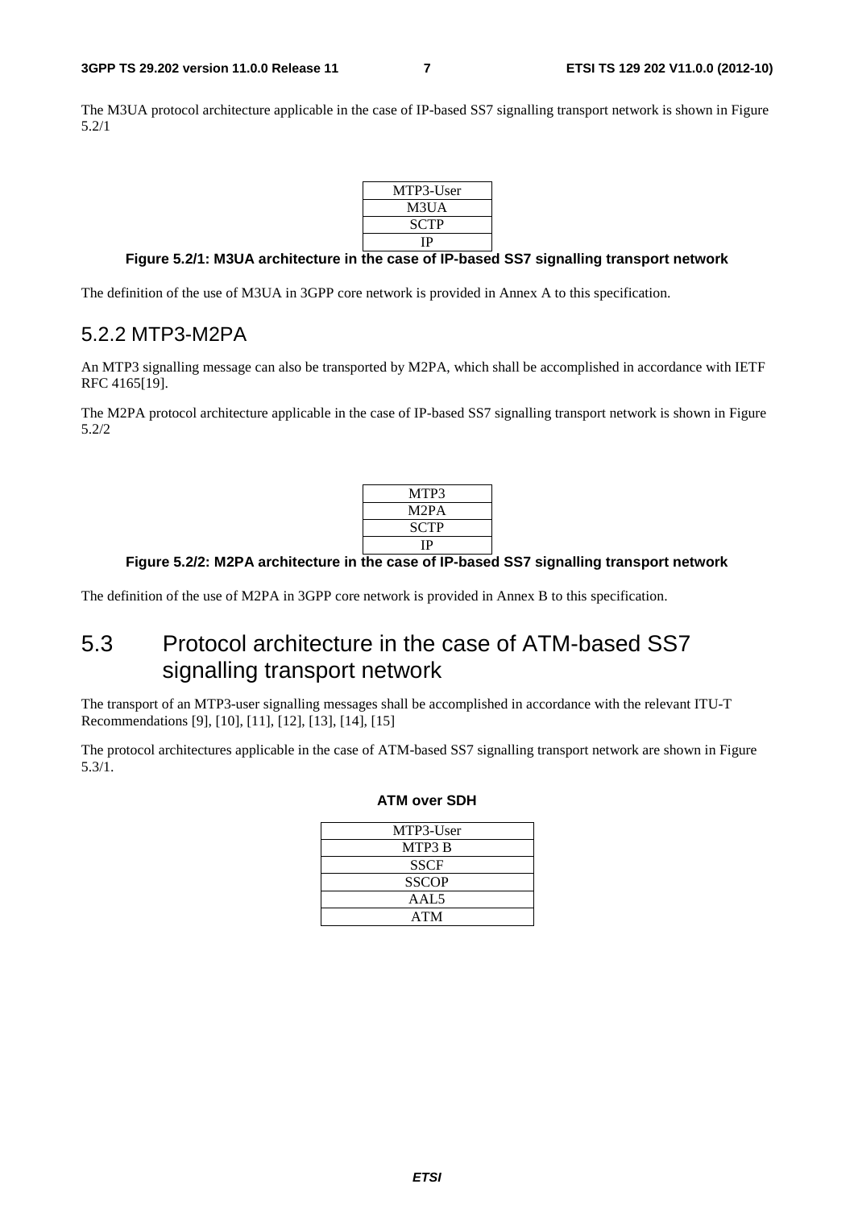The M3UA protocol architecture applicable in the case of IP-based SS7 signalling transport network is shown in Figure 5.2/1

| MTP3-User |
| --- |
| M3UA |
| SCTP |
| IP |

**Figure 5.2/1: M3UA architecture in the case of IP-based SS7 signalling transport network**

The definition of the use of M3UA in 3GPP core network is provided in Annex A to this specification.

### 5.2.2 MTP3-M2PA

An MTP3 signalling message can also be transported by M2PA, which shall be accomplished in accordance with IETF RFC 4165[19].

The M2PA protocol architecture applicable in the case of IP-based SS7 signalling transport network is shown in Figure 5.2/2

| MTP3 |
| --- |
| M2PA |
| SCTP |
| IP |

**Figure 5.2/2: M2PA architecture in the case of IP-based SS7 signalling transport network**

The definition of the use of M2PA in 3GPP core network is provided in Annex B to this specification.

## 5.3 Protocol architecture in the case of ATM-based SS7 signalling transport network

The transport of an MTP3-user signalling messages shall be accomplished in accordance with the relevant ITU-T Recommendations [9], [10], [11], [12], [13], [14], [15]

The protocol architectures applicable in the case of ATM-based SS7 signalling transport network are shown in Figure 5.3/1.

**ATM over SDH**

| MTP3-User |
| --- |
| MTP3 B |
| SSCF |
| SSCOP |
| AAL5 |
| ATM |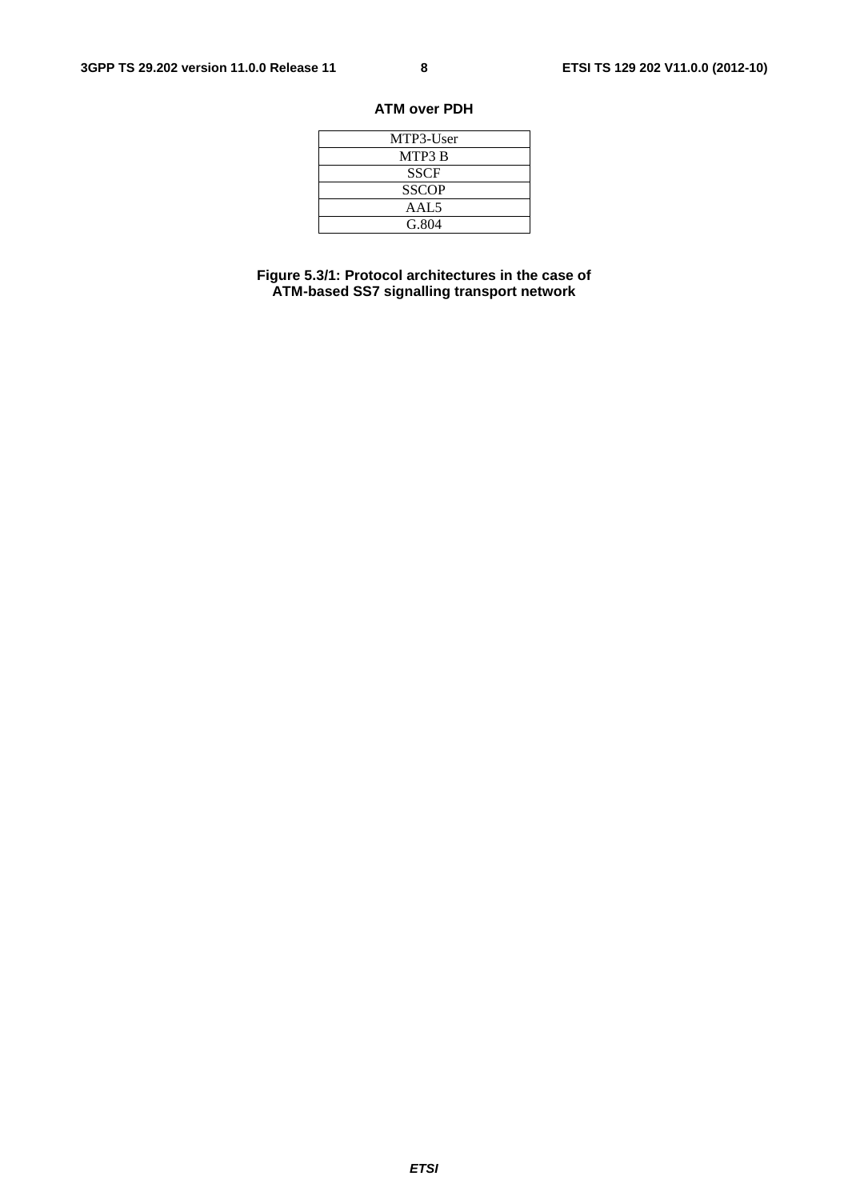**ATM over PDH**

| MTP3-User |
|---|
| MTP3 B |
| SSCF |
| SSCOP |
| AAL5 |
| G.804 |

**Figure 5.3/1: Protocol architectures in the case of ATM-based SS7 signalling transport network**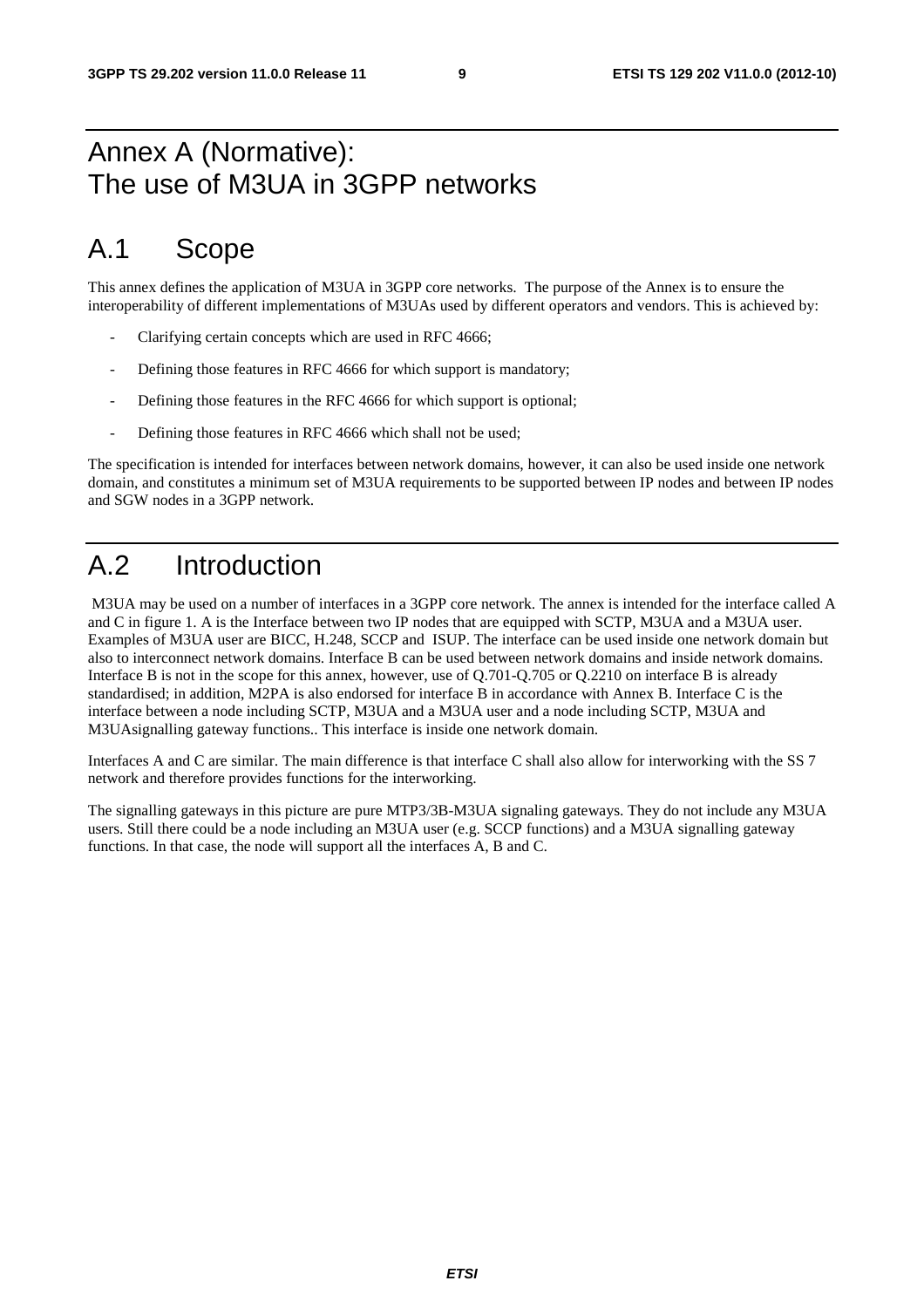# Annex A (Normative): The use of M3UA in 3GPP networks

## A.1 Scope

This annex defines the application of M3UA in 3GPP core networks. The purpose of the Annex is to ensure the interoperability of different implementations of M3UAs used by different operators and vendors. This is achieved by:

- Clarifying certain concepts which are used in RFC 4666;
- Defining those features in RFC 4666 for which support is mandatory;
- Defining those features in the RFC 4666 for which support is optional;
- Defining those features in RFC 4666 which shall not be used;

The specification is intended for interfaces between network domains, however, it can also be used inside one network domain, and constitutes a minimum set of M3UA requirements to be supported between IP nodes and between IP nodes and SGW nodes in a 3GPP network.

## A.2 Introduction

M3UA may be used on a number of interfaces in a 3GPP core network. The annex is intended for the interface called A and C in figure 1. A is the Interface between two IP nodes that are equipped with SCTP, M3UA and a M3UA user. Examples of M3UA user are BICC, H.248, SCCP and ISUP. The interface can be used inside one network domain but also to interconnect network domains. Interface B can be used between network domains and inside network domains. Interface B is not in the scope for this annex, however, use of Q.701-Q.705 or Q.2210 on interface B is already standardised; in addition, M2PA is also endorsed for interface B in accordance with Annex B. Interface C is the interface between a node including SCTP, M3UA and a M3UA user and a node including SCTP, M3UA and M3UAsignalling gateway functions.. This interface is inside one network domain.

Interfaces A and C are similar. The main difference is that interface C shall also allow for interworking with the SS 7 network and therefore provides functions for the interworking.

The signalling gateways in this picture are pure MTP3/3B-M3UA signaling gateways. They do not include any M3UA users. Still there could be a node including an M3UA user (e.g. SCCP functions) and a M3UA signalling gateway functions. In that case, the node will support all the interfaces A, B and C.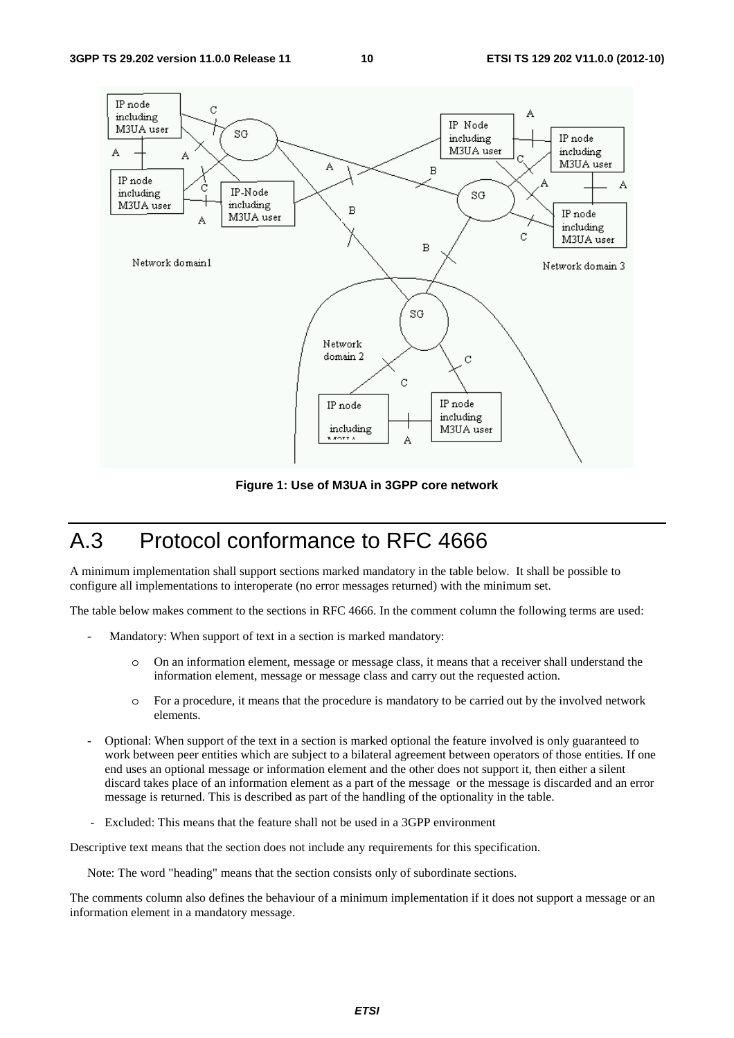**Figure 1: Use of M3UA in 3GPP core network**

# A.3 Protocol conformance to RFC 4666

A minimum implementation shall support sections marked mandatory in the table below. It shall be possible to configure all implementations to interoperate (no error messages returned) with the minimum set.

The table below makes comment to the sections in RFC 4666. In the comment column the following terms are used:

- Mandatory: When support of text in a section is marked mandatory:
    - On an information element, message or message class, it means that a receiver shall understand the information element, message or message class and carry out the requested action.
    - For a procedure, it means that the procedure is mandatory to be carried out by the involved network elements.
- Optional: When support of the text in a section is marked optional the feature involved is only guaranteed to work between peer entities which are subject to a bilateral agreement between operators of those entities. If one end uses an optional message or information element and the other does not support it, then either a silent discard takes place of an information element as a part of the message or the message is discarded and an error message is returned. This is described as part of the handling of the optionality in the table.
- Excluded: This means that the feature shall not be used in a 3GPP environment

Descriptive text means that the section does not include any requirements for this specification.

Note: The word "heading" means that the section consists only of subordinate sections.

The comments column also defines the behaviour of a minimum implementation if it does not support a message or an information element in a mandatory message.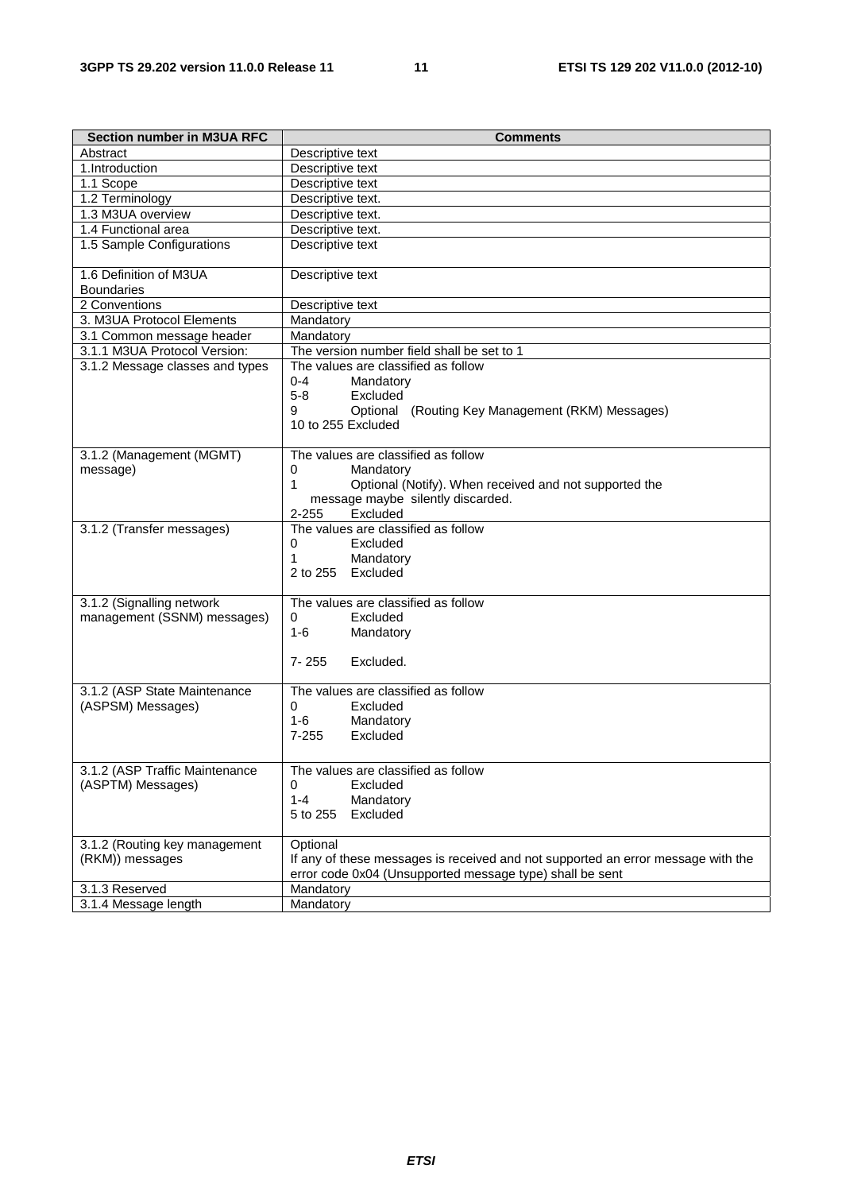| Section number in M3UA RFC | Comments |
|---|---|
| Abstract | Descriptive text |
| 1.Introduction | Descriptive text |
| 1.1 Scope | Descriptive text |
| 1.2 Terminology | Descriptive text. |
| 1.3 M3UA overview | Descriptive text. |
| 1.4 Functional area | Descriptive text. |
| 1.5 Sample Configurations | Descriptive text |
| 1.6 Definition of M3UA Boundaries | Descriptive text |
| 2 Conventions | Descriptive text |
| 3. M3UA Protocol Elements | Mandatory |
| 3.1 Common message header | Mandatory |
| 3.1.1 M3UA Protocol Version: | The version number field shall be set to 1 |
| 3.1.2 Message classes and types | The values are classified as follow<br>0-4 Mandatory<br>5-8 Excluded<br>9 Optional (Routing Key Management (RKM) Messages)<br>10 to 255 Excluded |
| 3.1.2 (Management (MGMT) message) | The values are classified as follow<br>0 Mandatory<br>1 Optional (Notify). When received and not supported the message maybe silently discarded.<br>2-255 Excluded |
| 3.1.2 (Transfer messages) | The values are classified as follow<br>0 Excluded<br>1 Mandatory<br>2 to 255 Excluded |
| 3.1.2 (Signalling network management (SSNM) messages) | The values are classified as follow<br>0 Excluded<br>1-6 Mandatory<br>7- 255 Excluded. |
| 3.1.2 (ASP State Maintenance (ASPSM) Messages) | The values are classified as follow<br>0 Excluded<br>1-6 Mandatory<br>7-255 Excluded |
| 3.1.2 (ASP Traffic Maintenance (ASPTM) Messages) | The values are classified as follow<br>0 Excluded<br>1-4 Mandatory<br>5 to 255 Excluded |
| 3.1.2 (Routing key management (RKM)) messages | Optional<br>If any of these messages is received and not supported an error message with the error code 0x04 (Unsupported message type) shall be sent |
| 3.1.3 Reserved | Mandatory |
| 3.1.4 Message length | Mandatory |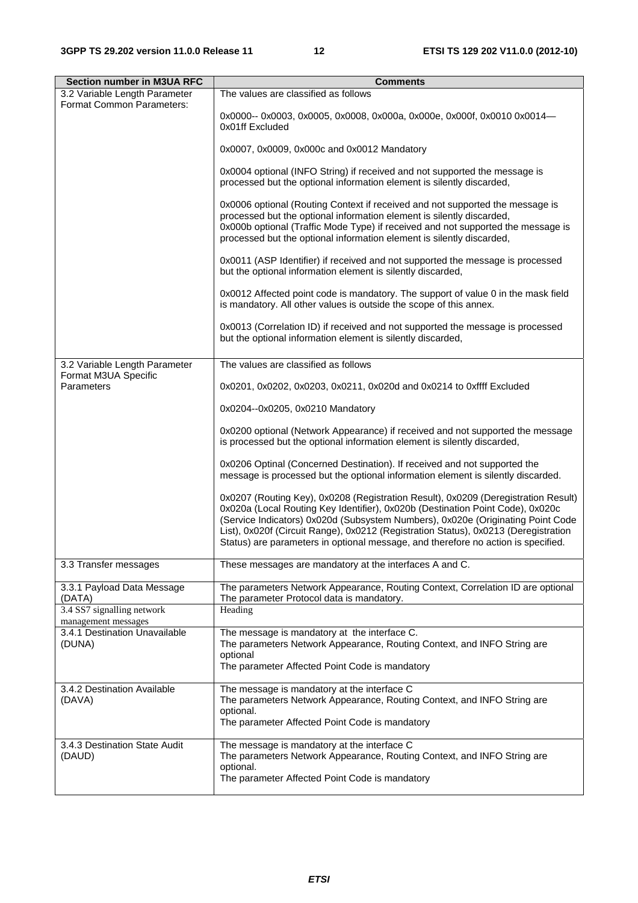| Section number in M3UA RFC | Comments |
|---|---|
| 3.2 Variable Length Parameter Format Common Parameters: | The values are classified as follows<br><br>0x0000-- 0x0003, 0x0005, 0x0008, 0x000a, 0x000e, 0x000f, 0x0010 0x0014—0x01ff Excluded<br><br>0x0007, 0x0009, 0x000c and 0x0012 Mandatory<br><br>0x0004 optional (INFO String) if received and not supported the message is processed but the optional information element is silently discarded,<br><br>0x0006 optional (Routing Context if received and not supported the message is processed but the optional information element is silently discarded,<br>0x000b optional (Traffic Mode Type) if received and not supported the message is processed but the optional information element is silently discarded,<br><br>0x0011 (ASP Identifier) if received and not supported the message is processed but the optional information element is silently discarded,<br><br>0x0012 Affected point code is mandatory. The support of value 0 in the mask field is mandatory. All other values is outside the scope of this annex.<br><br>0x0013 (Correlation ID) if received and not supported the message is processed but the optional information element is silently discarded, |
| 3.2 Variable Length Parameter Format M3UA Specific Parameters | The values are classified as follows<br><br>0x0201, 0x0202, 0x0203, 0x0211, 0x020d and 0x0214 to 0xffff Excluded<br><br>0x0204--0x0205, 0x0210 Mandatory<br><br>0x0200 optional (Network Appearance) if received and not supported the message is processed but the optional information element is silently discarded,<br><br>0x0206 Optinal (Concerned Destination). If received and not supported the message is processed but the optional information element is silently discarded.<br><br>0x0207 (Routing Key), 0x0208 (Registration Result), 0x0209 (Deregistration Result) 0x020a (Local Routing Key Identifier), 0x020b (Destination Point Code), 0x020c (Service Indicators) 0x020d (Subsystem Numbers), 0x020e (Originating Point Code List), 0x020f (Circuit Range), 0x0212 (Registration Status), 0x0213 (Deregistration Status) are parameters in optional message, and therefore no action is specified. |
| 3.3 Transfer messages | These messages are mandatory at the interfaces A and C. |
| 3.3.1 Payload Data Message (DATA) | The parameters Network Appearance, Routing Context, Correlation ID are optional<br>The parameter Protocol data is mandatory. |
| 3.4 SS7 signalling network management messages | Heading |
| 3.4.1 Destination Unavailable (DUNA) | The message is mandatory at the interface C.<br>The parameters Network Appearance, Routing Context, and INFO String are optional<br>The parameter Affected Point Code is mandatory |
| 3.4.2 Destination Available (DAVA) | The message is mandatory at the interface C<br>The parameters Network Appearance, Routing Context, and INFO String are optional.<br>The parameter Affected Point Code is mandatory |
| 3.4.3 Destination State Audit (DAUD) | The message is mandatory at the interface C<br>The parameters Network Appearance, Routing Context, and INFO String are optional.<br>The parameter Affected Point Code is mandatory |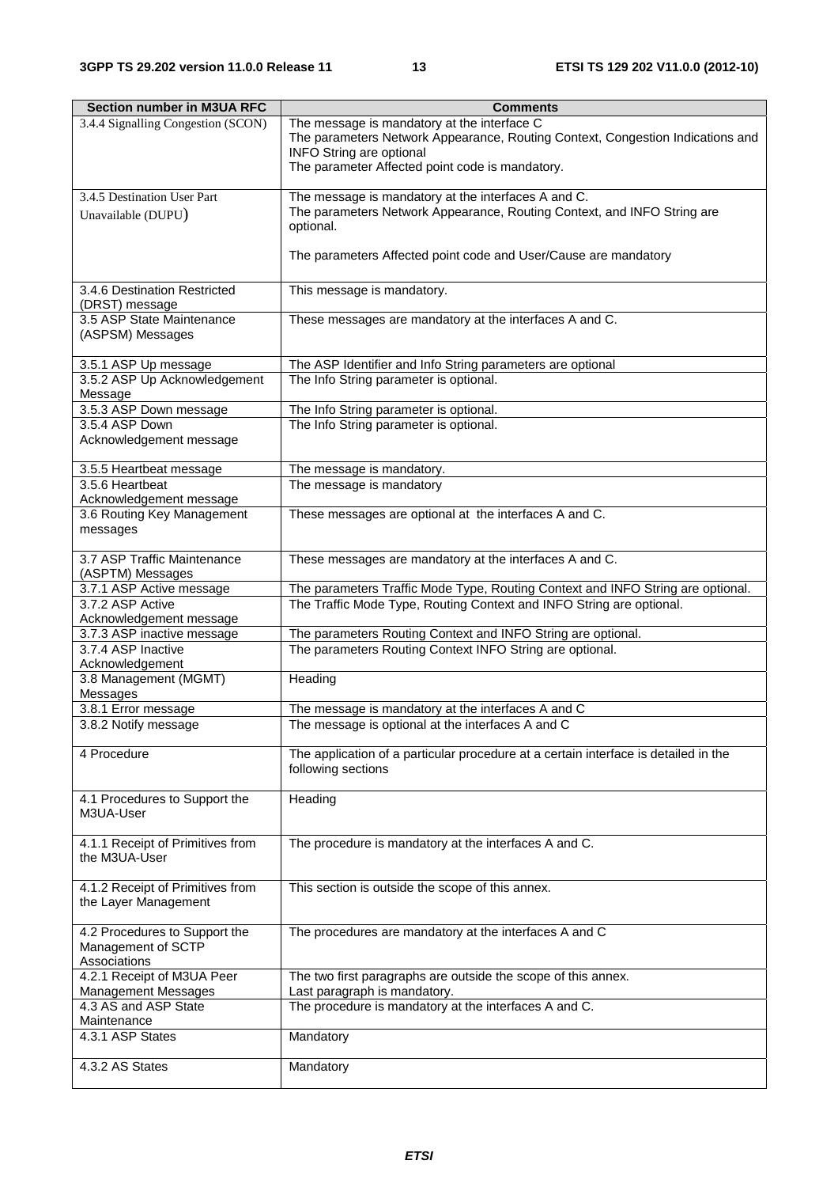| Section number in M3UA RFC | Comments |
| --- | --- |
| 3.4.4 Signalling Congestion (SCON) | The message is mandatory at the interface C<br>The parameters Network Appearance, Routing Context, Congestion Indications and INFO String are optional<br>The parameter Affected point code is mandatory. |
| 3.4.5 Destination User Part Unavailable (DUPU) | The message is mandatory at the interfaces A and C.<br>The parameters Network Appearance, Routing Context, and INFO String are optional.<br><br>The parameters Affected point code and User/Cause are mandatory |
| 3.4.6 Destination Restricted (DRST) message | This message is mandatory. |
| 3.5 ASP State Maintenance (ASPSM) Messages | These messages are mandatory at the interfaces A and C. |
| 3.5.1 ASP Up message | The ASP Identifier and Info String parameters are optional |
| 3.5.2 ASP Up Acknowledgement Message | The Info String parameter is optional. |
| 3.5.3 ASP Down message | The Info String parameter is optional. |
| 3.5.4 ASP Down Acknowledgement message | The Info String parameter is optional. |
| 3.5.5 Heartbeat message | The message is mandatory. |
| 3.5.6 Heartbeat Acknowledgement message | The message is mandatory |
| 3.6 Routing Key Management messages | These messages are optional at the interfaces A and C. |
| 3.7 ASP Traffic Maintenance (ASPTM) Messages | These messages are mandatory at the interfaces A and C. |
| 3.7.1 ASP Active message | The parameters Traffic Mode Type, Routing Context and INFO String are optional. |
| 3.7.2 ASP Active Acknowledgement message | The Traffic Mode Type, Routing Context and INFO String are optional. |
| 3.7.3 ASP inactive message | The parameters Routing Context and INFO String are optional. |
| 3.7.4 ASP Inactive Acknowledgement | The parameters Routing Context INFO String are optional. |
| 3.8 Management (MGMT) Messages | Heading |
| 3.8.1 Error message | The message is mandatory at the interfaces A and C |
| 3.8.2 Notify message | The message is optional at the interfaces A and C |
| 4 Procedure | The application of a particular procedure at a certain interface is detailed in the following sections |
| 4.1 Procedures to Support the M3UA-User | Heading |
| 4.1.1 Receipt of Primitives from the M3UA-User | The procedure is mandatory at the interfaces A and C. |
| 4.1.2 Receipt of Primitives from the Layer Management | This section is outside the scope of this annex. |
| 4.2 Procedures to Support the Management of SCTP Associations | The procedures are mandatory at the interfaces A and C |
| 4.2.1 Receipt of M3UA Peer Management Messages | The two first paragraphs are outside the scope of this annex.<br>Last paragraph is mandatory. |
| 4.3 AS and ASP State Maintenance | The procedure is mandatory at the interfaces A and C. |
| 4.3.1 ASP States | Mandatory |
| 4.3.2 AS States | Mandatory |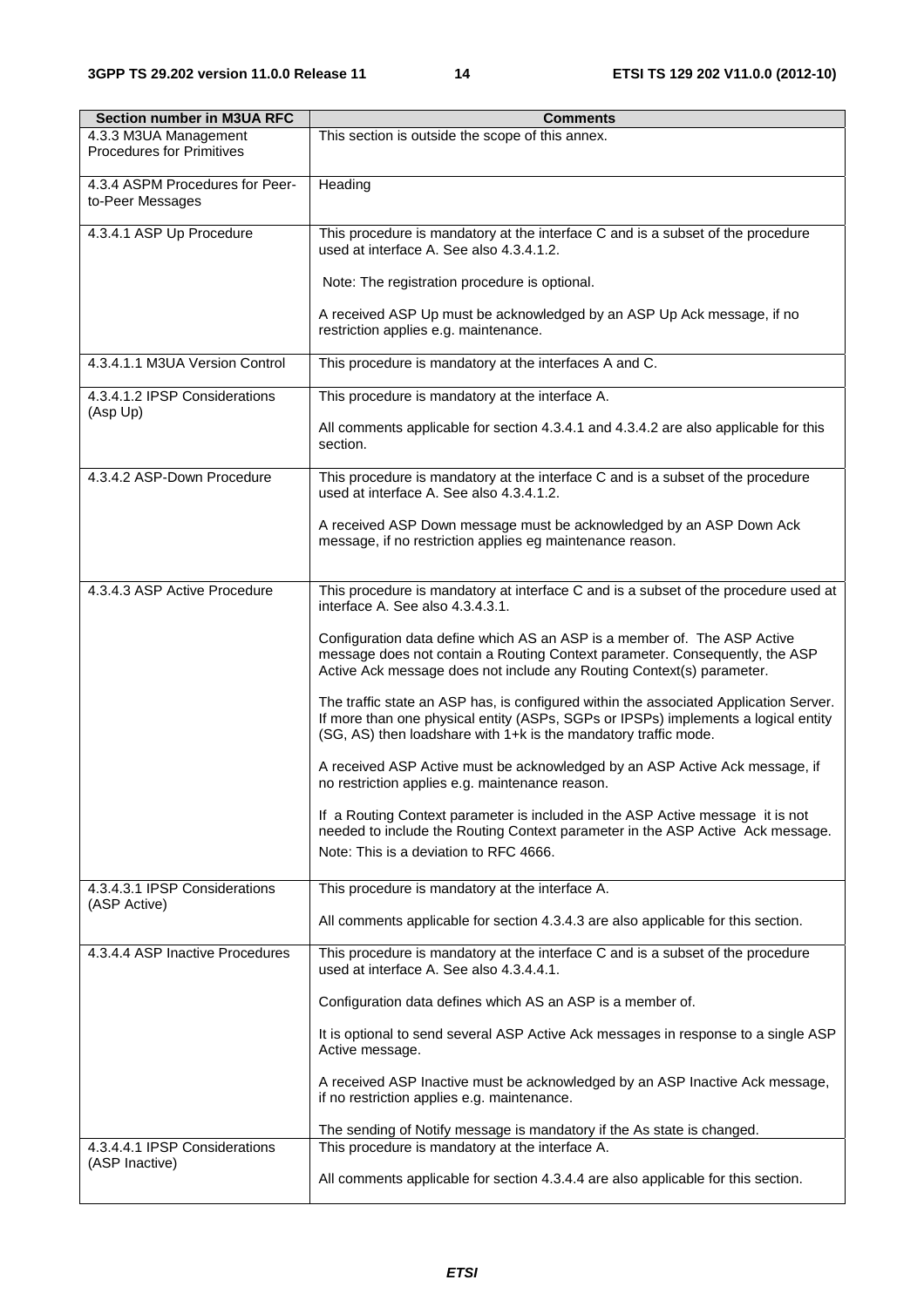| Section number in M3UA RFC | Comments |
| --- | --- |
| 4.3.3 M3UA Management Procedures for Primitives | This section is outside the scope of this annex. |
| 4.3.4 ASPM Procedures for Peer-to-Peer Messages | Heading |
| 4.3.4.1 ASP Up Procedure | This procedure is mandatory at the interface C and is a subset of the procedure used at interface A. See also 4.3.4.1.2.<br><br>Note: The registration procedure is optional.<br><br>A received ASP Up must be acknowledged by an ASP Up Ack message, if no restriction applies e.g. maintenance. |
| 4.3.4.1.1 M3UA Version Control | This procedure is mandatory at the interfaces A and C. |
| 4.3.4.1.2 IPSP Considerations (Asp Up) | This procedure is mandatory at the interface A.<br><br>All comments applicable for section 4.3.4.1 and 4.3.4.2 are also applicable for this section. |
| 4.3.4.2 ASP-Down Procedure | This procedure is mandatory at the interface C and is a subset of the procedure used at interface A. See also 4.3.4.1.2.<br><br>A received ASP Down message must be acknowledged by an ASP Down Ack message, if no restriction applies eg maintenance reason. |
| 4.3.4.3 ASP Active Procedure | This procedure is mandatory at interface C and is a subset of the procedure used at interface A. See also 4.3.4.3.1.<br><br>Configuration data define which AS an ASP is a member of. The ASP Active message does not contain a Routing Context parameter. Consequently, the ASP Active Ack message does not include any Routing Context(s) parameter.<br><br>The traffic state an ASP has, is configured within the associated Application Server. If more than one physical entity (ASPs, SGPs or IPSPs) implements a logical entity (SG, AS) then loadshare with 1+k is the mandatory traffic mode.<br><br>A received ASP Active must be acknowledged by an ASP Active Ack message, if no restriction applies e.g. maintenance reason.<br><br>If a Routing Context parameter is included in the ASP Active message it is not needed to include the Routing Context parameter in the ASP Active Ack message.<br>Note: This is a deviation to RFC 4666. |
| 4.3.4.3.1 IPSP Considerations (ASP Active) | This procedure is mandatory at the interface A.<br><br>All comments applicable for section 4.3.4.3 are also applicable for this section. |
| 4.3.4.4 ASP Inactive Procedures | This procedure is mandatory at the interface C and is a subset of the procedure used at interface A. See also 4.3.4.4.1.<br><br>Configuration data defines which AS an ASP is a member of.<br><br>It is optional to send several ASP Active Ack messages in response to a single ASP Active message.<br><br>A received ASP Inactive must be acknowledged by an ASP Inactive Ack message, if no restriction applies e.g. maintenance.<br><br>The sending of Notify message is mandatory if the As state is changed. |
| 4.3.4.4.1 IPSP Considerations (ASP Inactive) | This procedure is mandatory at the interface A.<br><br>All comments applicable for section 4.3.4.4 are also applicable for this section. |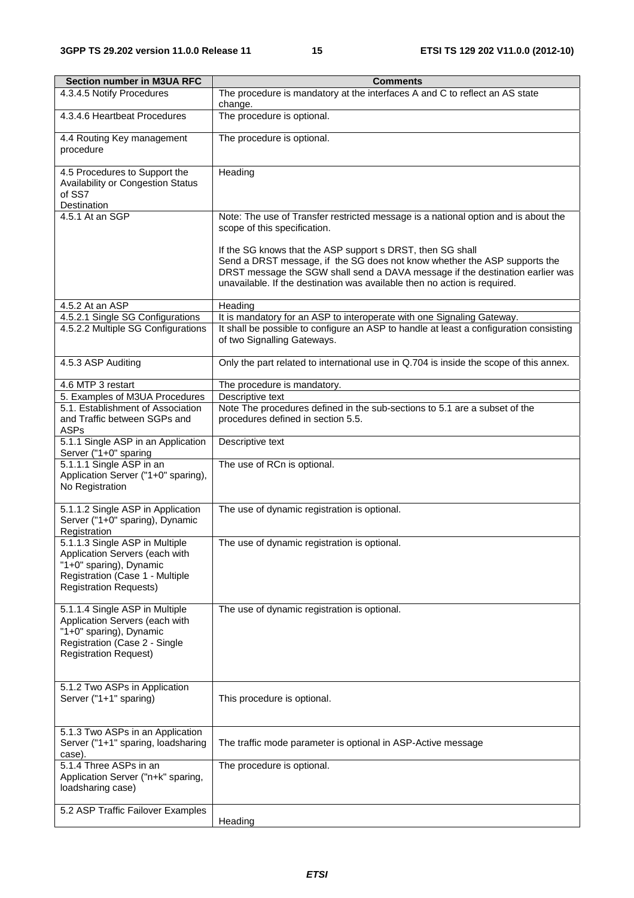| Section number in M3UA RFC | Comments |
| --- | --- |
| 4.3.4.5 Notify Procedures | The procedure is mandatory at the interfaces A and C to reflect an AS state change. |
| 4.3.4.6 Heartbeat Procedures | The procedure is optional. |
| 4.4 Routing Key management procedure | The procedure is optional. |
| 4.5 Procedures to Support the Availability or Congestion Status of SS7 Destination | Heading |
| 4.5.1 At an SGP | Note: The use of Transfer restricted message is a national option and is about the scope of this specification.<br><br>If the SG knows that the ASP support s DRST, then SG shall Send a DRST message, if the SG does not know whether the ASP supports the DRST message the SGW shall send a DAVA message if the destination earlier was unavailable. If the destination was available then no action is required. |
| 4.5.2 At an ASP | Heading |
| 4.5.2.1 Single SG Configurations | It is mandatory for an ASP to interoperate with one Signaling Gateway. |
| 4.5.2.2 Multiple SG Configurations | It shall be possible to configure an ASP to handle at least a configuration consisting of two Signalling Gateways. |
| 4.5.3 ASP Auditing | Only the part related to international use in Q.704 is inside the scope of this annex. |
| 4.6 MTP 3 restart | The procedure is mandatory. |
| 5. Examples of M3UA Procedures | Descriptive text |
| 5.1. Establishment of Association and Traffic between SGPs and ASPs | Note The procedures defined in the sub-sections to 5.1 are a subset of the procedures defined in section 5.5. |
| 5.1.1 Single ASP in an Application Server ("1+0" sparing | Descriptive text |
| 5.1.1.1 Single ASP in an Application Server ("1+0" sparing), No Registration | The use of RCn is optional. |
| 5.1.1.2 Single ASP in Application Server ("1+0" sparing), Dynamic Registration | The use of dynamic registration is optional. |
| 5.1.1.3 Single ASP in Multiple Application Servers (each with "1+0" sparing), Dynamic Registration (Case 1 - Multiple Registration Requests) | The use of dynamic registration is optional. |
| 5.1.1.4 Single ASP in Multiple Application Servers (each with "1+0" sparing), Dynamic Registration (Case 2 - Single Registration Request) | The use of dynamic registration is optional. |
| 5.1.2 Two ASPs in Application Server ("1+1" sparing) | This procedure is optional. |
| 5.1.3 Two ASPs in an Application Server ("1+1" sparing, loadsharing case). | The traffic mode parameter is optional in ASP-Active message |
| 5.1.4 Three ASPs in an Application Server ("n+k" sparing, loadsharing case) | The procedure is optional. |
| 5.2 ASP Traffic Failover Examples | Heading |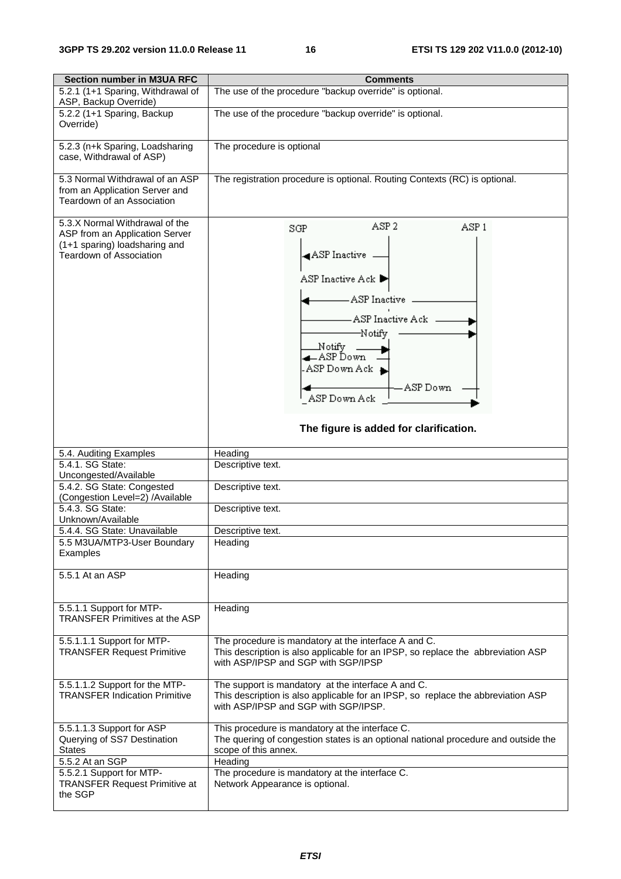| Section number in M3UA RFC | Comments |
|---|---|
| 5.2.1 (1+1 Sparing, Withdrawal of ASP, Backup Override) | The use of the procedure "backup override" is optional. |
| 5.2.2 (1+1 Sparing, Backup Override) | The use of the procedure "backup override" is optional. |
| 5.2.3 (n+k Sparing, Loadsharing case, Withdrawal of ASP) | The procedure is optional |
| 5.3 Normal Withdrawal of an ASP from an Application Server and Teardown of an Association | The registration procedure is optional. Routing Contexts (RC) is optional. |
| 5.3.X Normal Withdrawal of the ASP from an Application Server (1+1 sparing) loadsharing and Teardown of Association | SGP / ASP 2 / ASP 1: ASP Inactive; ASP Inactive Ack; ASP Inactive; ASP Inactive Ack; Notify; Notify; ASP Down; ASP Down Ack; ASP Down; ASP Down Ack<br>**The figure is added for clarification.** |
| 5.4. Auditing Examples | Heading |
| 5.4.1. SG State: Uncongested/Available | Descriptive text. |
| 5.4.2. SG State: Congested (Congestion Level=2) /Available | Descriptive text. |
| 5.4.3. SG State: Unknown/Available | Descriptive text. |
| 5.4.4. SG State: Unavailable | Descriptive text. |
| 5.5 M3UA/MTP3-User Boundary Examples | Heading |
| 5.5.1 At an ASP | Heading |
| 5.5.1.1 Support for MTP-TRANSFER Primitives at the ASP | Heading |
| 5.5.1.1.1 Support for MTP-TRANSFER Request Primitive | The procedure is mandatory at the interface A and C.<br>This description is also applicable for an IPSP, so replace the abbreviation ASP with ASP/IPSP and SGP with SGP/IPSP |
| 5.5.1.1.2 Support for the MTP-TRANSFER Indication Primitive | The support is mandatory at the interface A and C.<br>This description is also applicable for an IPSP, so replace the abbreviation ASP with ASP/IPSP and SGP with SGP/IPSP. |
| 5.5.1.1.3 Support for ASP Querying of SS7 Destination States | This procedure is mandatory at the interface C.<br>The quering of congestion states is an optional national procedure and outside the scope of this annex. |
| 5.5.2 At an SGP | Heading |
| 5.5.2.1 Support for MTP-TRANSFER Request Primitive at the SGP | The procedure is mandatory at the interface C.<br>Network Appearance is optional. |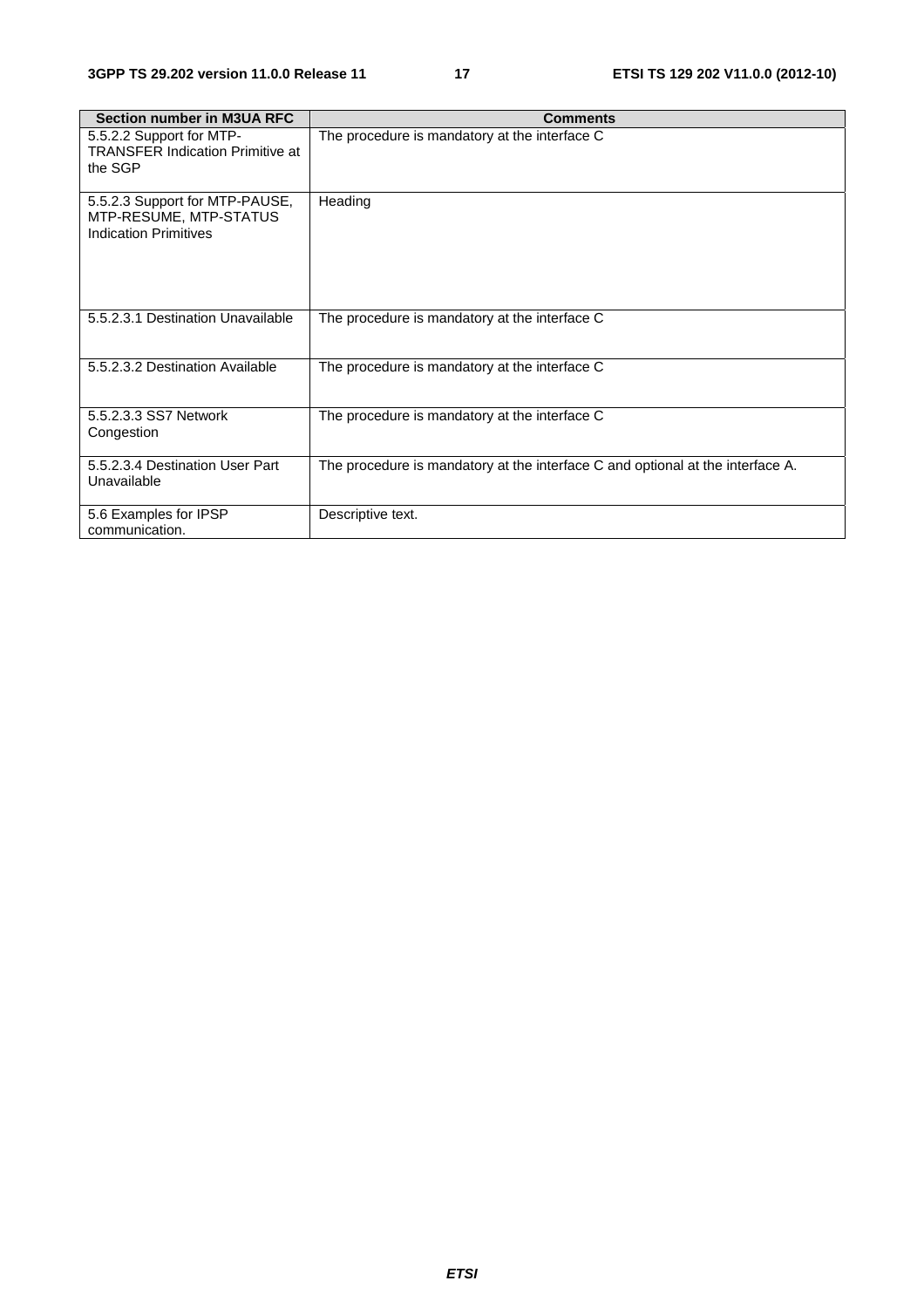| Section number in M3UA RFC | Comments |
|---|---|
| 5.5.2.2 Support for MTP-TRANSFER Indication Primitive at the SGP | The procedure is mandatory at the interface C |
| 5.5.2.3 Support for MTP-PAUSE, MTP-RESUME, MTP-STATUS Indication Primitives | Heading |
| 5.5.2.3.1 Destination Unavailable | The procedure is mandatory at the interface C |
| 5.5.2.3.2 Destination Available | The procedure is mandatory at the interface C |
| 5.5.2.3.3 SS7 Network Congestion | The procedure is mandatory at the interface C |
| 5.5.2.3.4 Destination User Part Unavailable | The procedure is mandatory at the interface C and optional at the interface A. |
| 5.6 Examples for IPSP communication. | Descriptive text. |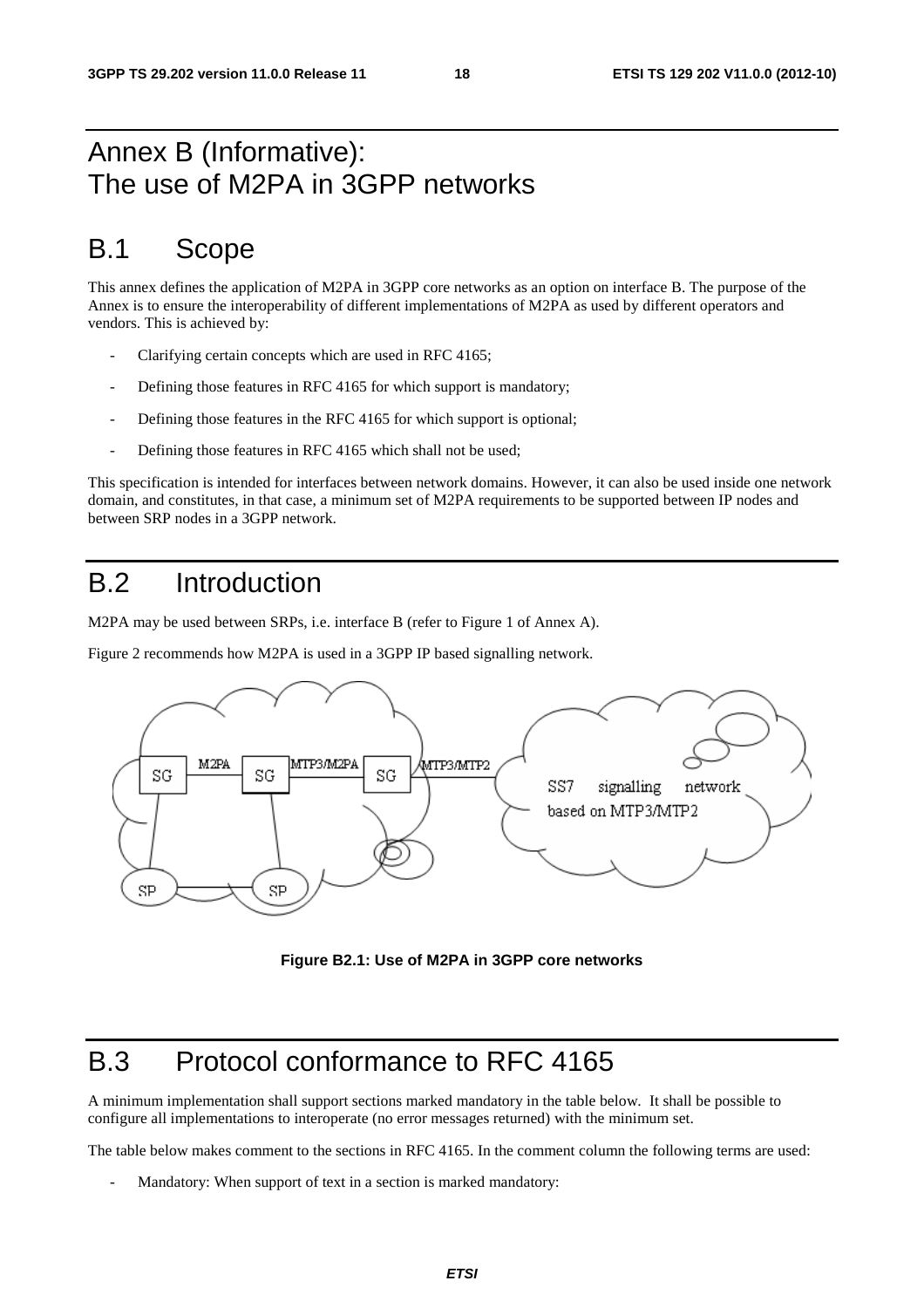# Annex B (Informative): The use of M2PA in 3GPP networks

## B.1 Scope

This annex defines the application of M2PA in 3GPP core networks as an option on interface B. The purpose of the Annex is to ensure the interoperability of different implementations of M2PA as used by different operators and vendors. This is achieved by:

- Clarifying certain concepts which are used in RFC 4165;
- Defining those features in RFC 4165 for which support is mandatory;
- Defining those features in the RFC 4165 for which support is optional;
- Defining those features in RFC 4165 which shall not be used;

This specification is intended for interfaces between network domains. However, it can also be used inside one network domain, and constitutes, in that case, a minimum set of M2PA requirements to be supported between IP nodes and between SRP nodes in a 3GPP network.

## B.2 Introduction

M2PA may be used between SRPs, i.e. interface B (refer to Figure 1 of Annex A).

Figure 2 recommends how M2PA is used in a 3GPP IP based signalling network.

**Figure B2.1: Use of M2PA in 3GPP core networks**

## B.3 Protocol conformance to RFC 4165

A minimum implementation shall support sections marked mandatory in the table below. It shall be possible to configure all implementations to interoperate (no error messages returned) with the minimum set.

The table below makes comment to the sections in RFC 4165. In the comment column the following terms are used:

- Mandatory: When support of text in a section is marked mandatory: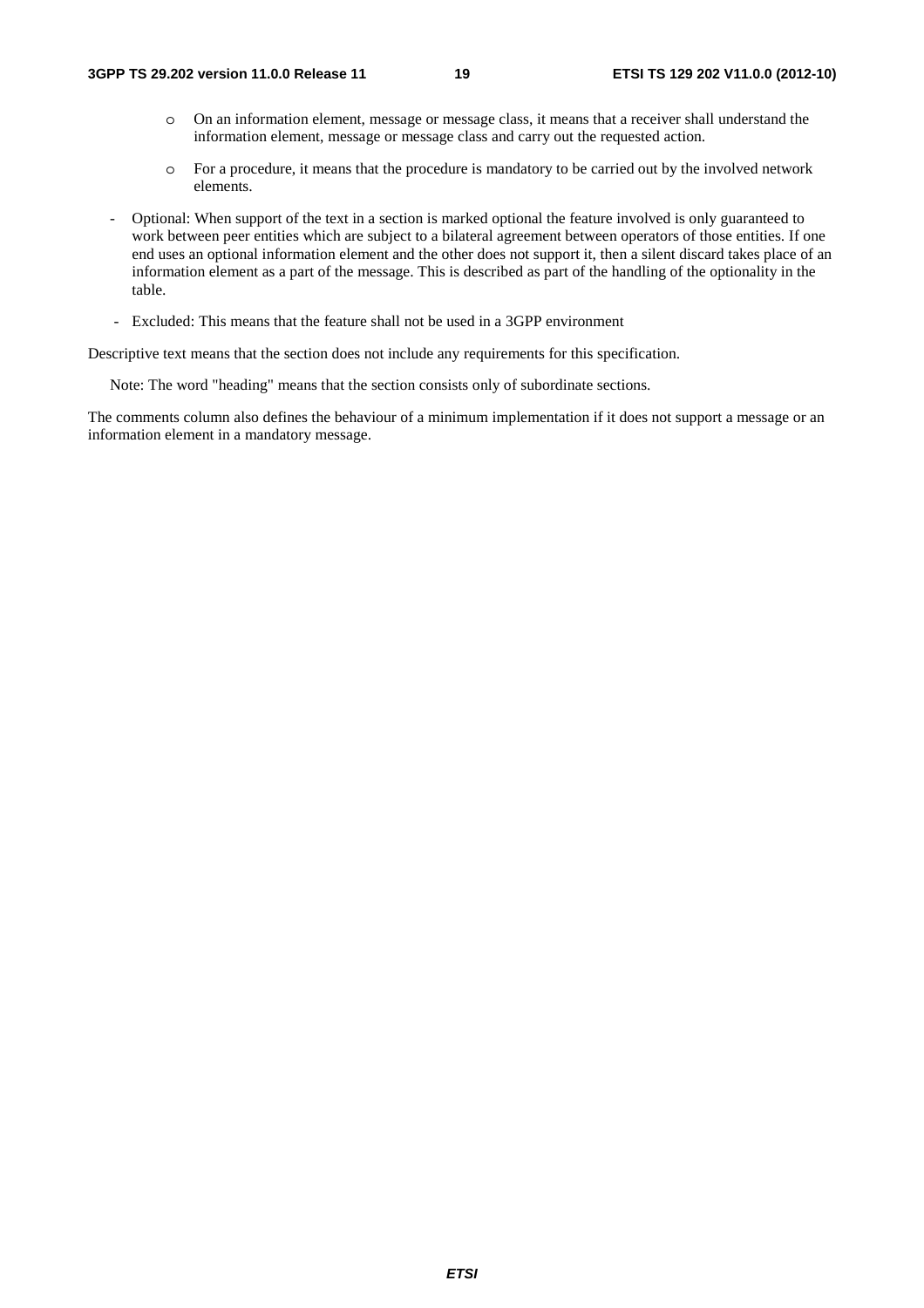- On an information element, message or message class, it means that a receiver shall understand the information element, message or message class and carry out the requested action.
- For a procedure, it means that the procedure is mandatory to be carried out by the involved network elements.

- Optional: When support of the text in a section is marked optional the feature involved is only guaranteed to work between peer entities which are subject to a bilateral agreement between operators of those entities. If one end uses an optional information element and the other does not support it, then a silent discard takes place of an information element as a part of the message. This is described as part of the handling of the optionality in the table.
- Excluded: This means that the feature shall not be used in a 3GPP environment

Descriptive text means that the section does not include any requirements for this specification.

Note: The word "heading" means that the section consists only of subordinate sections.

The comments column also defines the behaviour of a minimum implementation if it does not support a message or an information element in a mandatory message.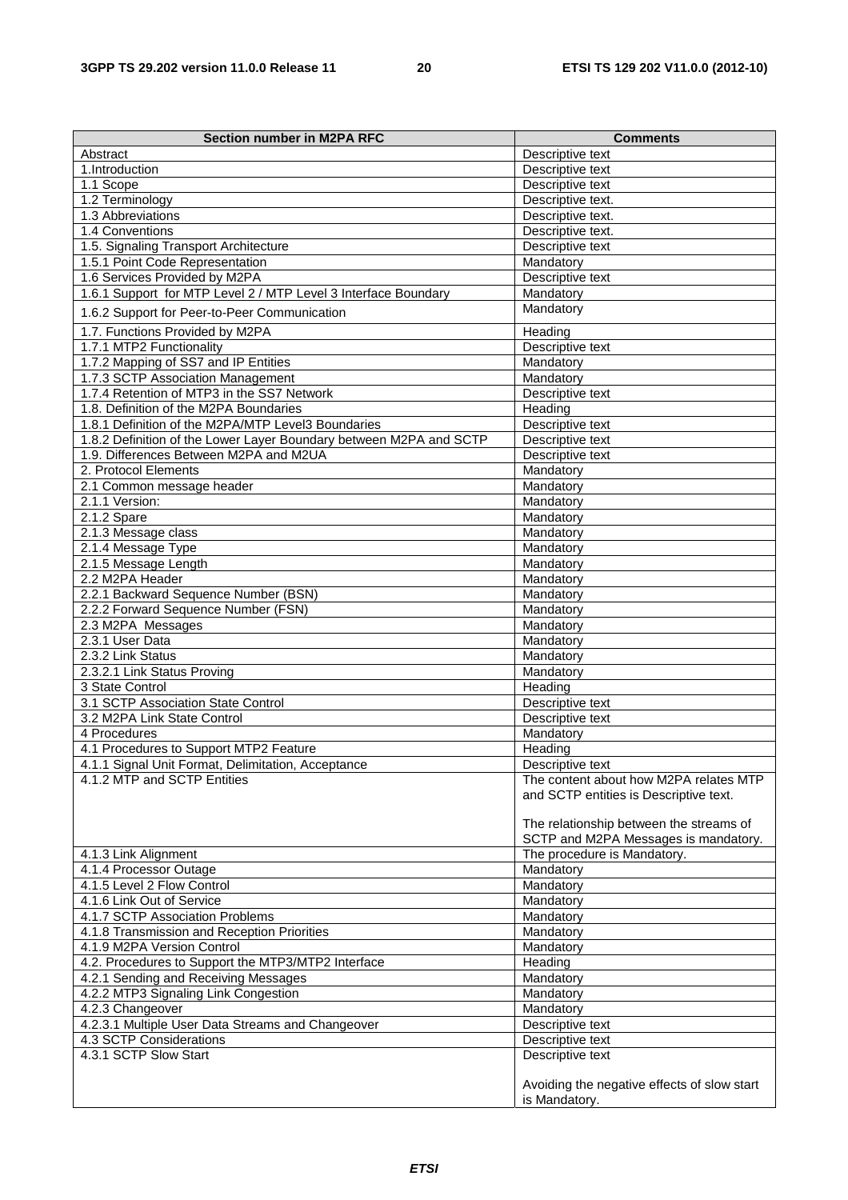| Section number in M2PA RFC | Comments |
| --- | --- |
| Abstract | Descriptive text |
| 1.Introduction | Descriptive text |
| 1.1 Scope | Descriptive text |
| 1.2 Terminology | Descriptive text. |
| 1.3 Abbreviations | Descriptive text. |
| 1.4 Conventions | Descriptive text. |
| 1.5. Signaling Transport Architecture | Descriptive text |
| 1.5.1 Point Code Representation | Mandatory |
| 1.6 Services Provided by M2PA | Descriptive text |
| 1.6.1 Support for MTP Level 2 / MTP Level 3 Interface Boundary | Mandatory |
| 1.6.2 Support for Peer-to-Peer Communication | Mandatory |
| 1.7. Functions Provided by M2PA | Heading |
| 1.7.1 MTP2 Functionality | Descriptive text |
| 1.7.2 Mapping of SS7 and IP Entities | Mandatory |
| 1.7.3 SCTP Association Management | Mandatory |
| 1.7.4 Retention of MTP3 in the SS7 Network | Descriptive text |
| 1.8. Definition of the M2PA Boundaries | Heading |
| 1.8.1 Definition of the M2PA/MTP Level3 Boundaries | Descriptive text |
| 1.8.2 Definition of the Lower Layer Boundary between M2PA and SCTP | Descriptive text |
| 1.9. Differences Between M2PA and M2UA | Descriptive text |
| 2. Protocol Elements | Mandatory |
| 2.1 Common message header | Mandatory |
| 2.1.1 Version: | Mandatory |
| 2.1.2 Spare | Mandatory |
| 2.1.3 Message class | Mandatory |
| 2.1.4 Message Type | Mandatory |
| 2.1.5 Message Length | Mandatory |
| 2.2 M2PA Header | Mandatory |
| 2.2.1 Backward Sequence Number (BSN) | Mandatory |
| 2.2.2 Forward Sequence Number (FSN) | Mandatory |
| 2.3 M2PA Messages | Mandatory |
| 2.3.1 User Data | Mandatory |
| 2.3.2 Link Status | Mandatory |
| 2.3.2.1 Link Status Proving | Mandatory |
| 3 State Control | Heading |
| 3.1 SCTP Association State Control | Descriptive text |
| 3.2 M2PA Link State Control | Descriptive text |
| 4 Procedures | Mandatory |
| 4.1 Procedures to Support MTP2 Feature | Heading |
| 4.1.1 Signal Unit Format, Delimitation, Acceptance | Descriptive text |
| 4.1.2 MTP and SCTP Entities | The content about how M2PA relates MTP and SCTP entities is Descriptive text.<br><br>The relationship between the streams of SCTP and M2PA Messages is mandatory. |
| 4.1.3 Link Alignment | The procedure is Mandatory. |
| 4.1.4 Processor Outage | Mandatory |
| 4.1.5 Level 2 Flow Control | Mandatory |
| 4.1.6 Link Out of Service | Mandatory |
| 4.1.7 SCTP Association Problems | Mandatory |
| 4.1.8 Transmission and Reception Priorities | Mandatory |
| 4.1.9 M2PA Version Control | Mandatory |
| 4.2. Procedures to Support the MTP3/MTP2 Interface | Heading |
| 4.2.1 Sending and Receiving Messages | Mandatory |
| 4.2.2 MTP3 Signaling Link Congestion | Mandatory |
| 4.2.3 Changeover | Mandatory |
| 4.2.3.1 Multiple User Data Streams and Changeover | Descriptive text |
| 4.3 SCTP Considerations | Descriptive text |
| 4.3.1 SCTP Slow Start | Descriptive text<br><br>Avoiding the negative effects of slow start is Mandatory. |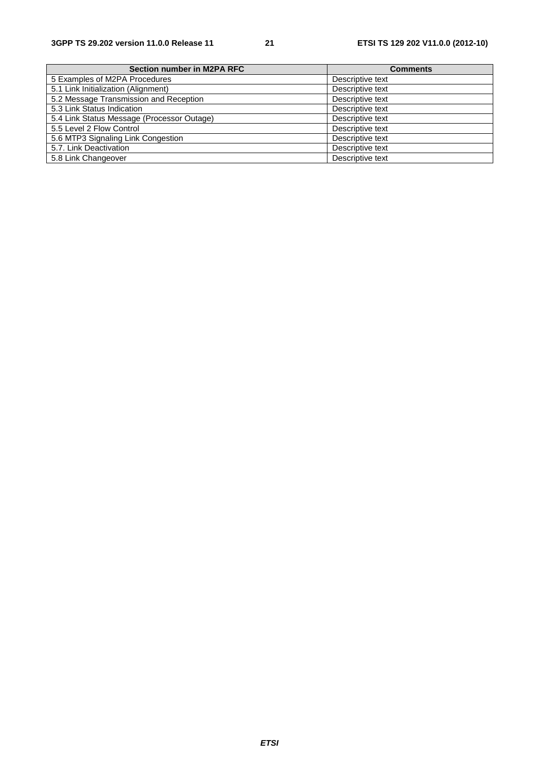| Section number in M2PA RFC | Comments |
|---|---|
| 5 Examples of M2PA Procedures | Descriptive text |
| 5.1 Link Initialization (Alignment) | Descriptive text |
| 5.2 Message Transmission and Reception | Descriptive text |
| 5.3 Link Status Indication | Descriptive text |
| 5.4 Link Status Message (Processor Outage) | Descriptive text |
| 5.5 Level 2 Flow Control | Descriptive text |
| 5.6 MTP3 Signaling Link Congestion | Descriptive text |
| 5.7. Link Deactivation | Descriptive text |
| 5.8 Link Changeover | Descriptive text |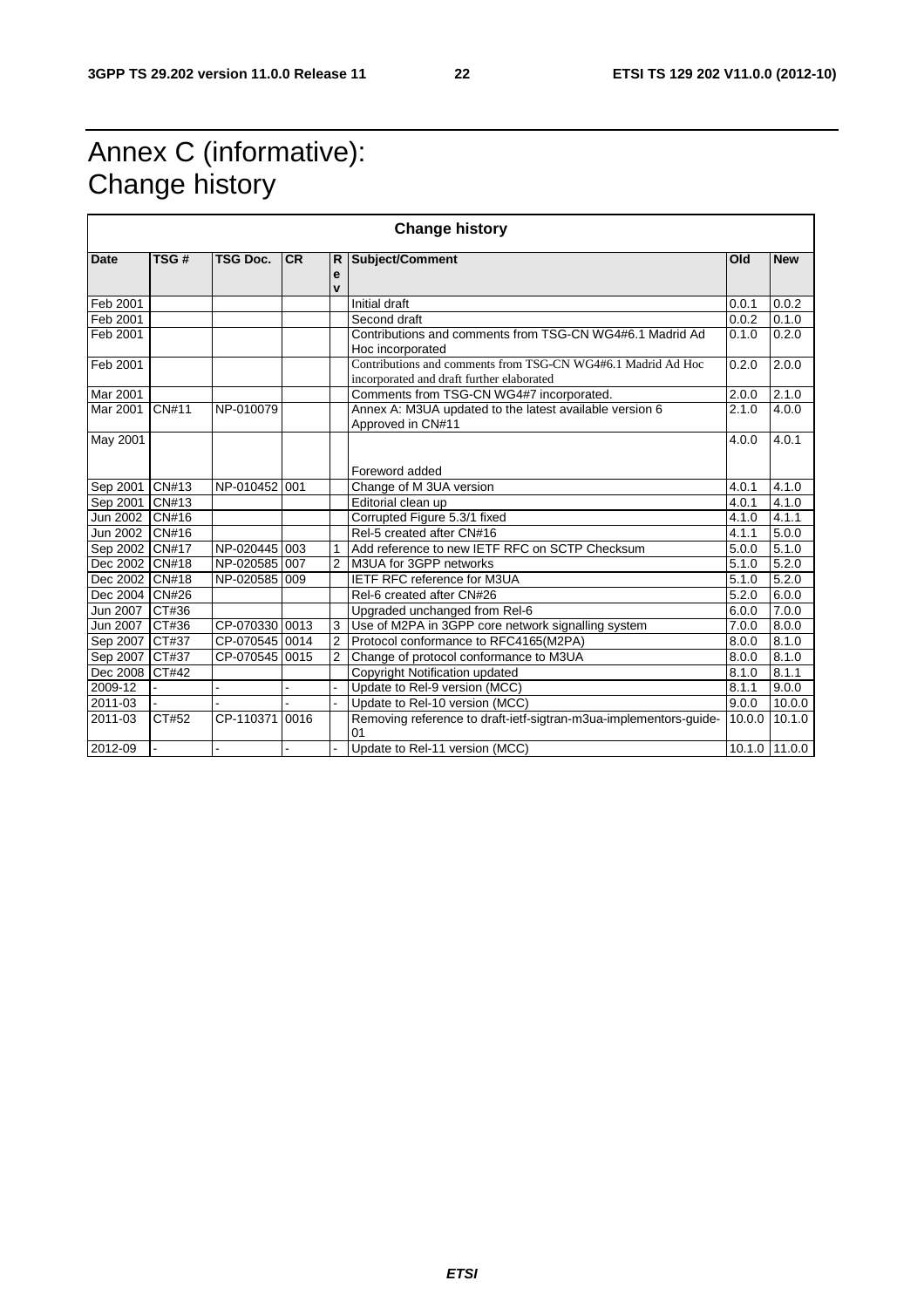# Annex C (informative): Change history

| Change history | | | | | | | |
|---|---|---|---|---|---|---|---|
| **Date** | **TSG #** | **TSG Doc.** | **CR** | **Rev** | **Subject/Comment** | **Old** | **New** |
| Feb 2001 | | | | | Initial draft | 0.0.1 | 0.0.2 |
| Feb 2001 | | | | | Second draft | 0.0.2 | 0.1.0 |
| Feb 2001 | | | | | Contributions and comments from TSG-CN WG4#6.1 Madrid Ad Hoc incorporated | 0.1.0 | 0.2.0 |
| Feb 2001 | | | | | Contributions and comments from TSG-CN WG4#6.1 Madrid Ad Hoc incorporated and draft further elaborated | 0.2.0 | 2.0.0 |
| Mar 2001 | | | | | Comments from TSG-CN WG4#7 incorporated. | 2.0.0 | 2.1.0 |
| Mar 2001 | CN#11 | NP-010079 | | | Annex A: M3UA updated to the latest available version 6 Approved in CN#11 | 2.1.0 | 4.0.0 |
| May 2001 | | | | | Foreword added | 4.0.0 | 4.0.1 |
| Sep 2001 | CN#13 | NP-010452 | 001 | | Change of M 3UA version | 4.0.1 | 4.1.0 |
| Sep 2001 | CN#13 | | | | Editorial clean up | 4.0.1 | 4.1.0 |
| Jun 2002 | CN#16 | | | | Corrupted Figure 5.3/1 fixed | 4.1.0 | 4.1.1 |
| Jun 2002 | CN#16 | | | | Rel-5 created after CN#16 | 4.1.1 | 5.0.0 |
| Sep 2002 | CN#17 | NP-020445 | 003 | 1 | Add reference to new IETF RFC on SCTP Checksum | 5.0.0 | 5.1.0 |
| Dec 2002 | CN#18 | NP-020585 | 007 | 2 | M3UA for 3GPP networks | 5.1.0 | 5.2.0 |
| Dec 2002 | CN#18 | NP-020585 | 009 | | IETF RFC reference for M3UA | 5.1.0 | 5.2.0 |
| Dec 2004 | CN#26 | | | | Rel-6 created after CN#26 | 5.2.0 | 6.0.0 |
| Jun 2007 | CT#36 | | | | Upgraded unchanged from Rel-6 | 6.0.0 | 7.0.0 |
| Jun 2007 | CT#36 | CP-070330 | 0013 | 3 | Use of M2PA in 3GPP core network signalling system | 7.0.0 | 8.0.0 |
| Sep 2007 | CT#37 | CP-070545 | 0014 | 2 | Protocol conformance to RFC4165(M2PA) | 8.0.0 | 8.1.0 |
| Sep 2007 | CT#37 | CP-070545 | 0015 | 2 | Change of protocol conformance to M3UA | 8.0.0 | 8.1.0 |
| Dec 2008 | CT#42 | | | | Copyright Notification updated | 8.1.0 | 8.1.1 |
| 2009-12 | - | - | - | - | Update to Rel-9 version (MCC) | 8.1.1 | 9.0.0 |
| 2011-03 | - | - | - | - | Update to Rel-10 version (MCC) | 9.0.0 | 10.0.0 |
| 2011-03 | CT#52 | CP-110371 | 0016 | | Removing reference to draft-ietf-sigtran-m3ua-implementors-guide-01 | 10.0.0 | 10.1.0 |
| 2012-09 | - | - | - | - | Update to Rel-11 version (MCC) | 10.1.0 | 11.0.0 |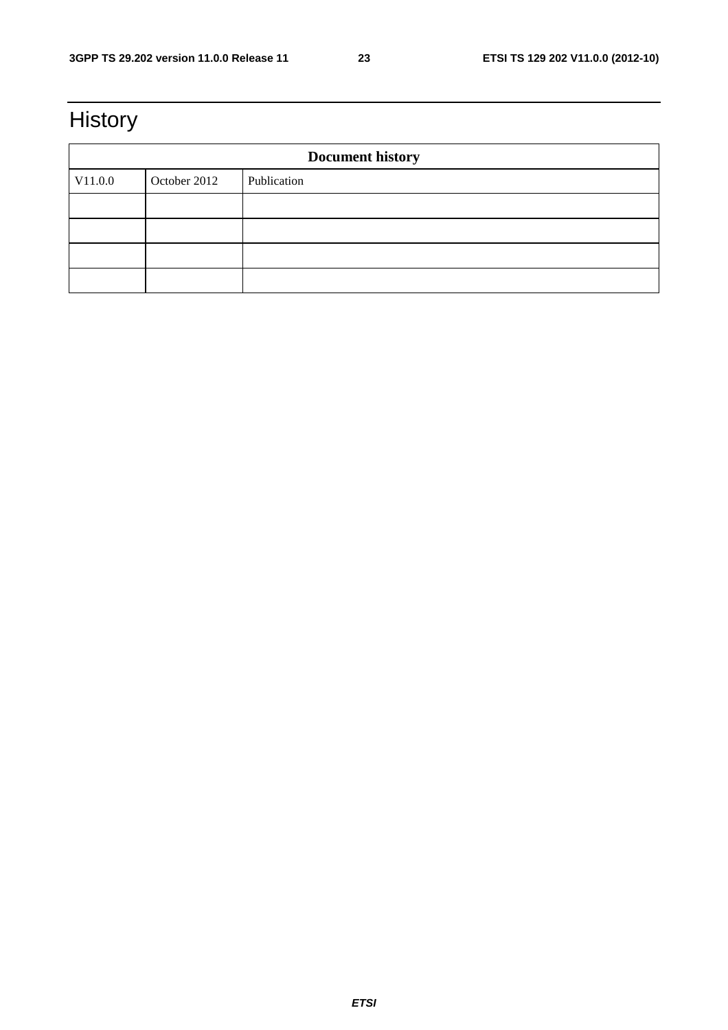# History

| Document history | | |
|---|---|---|
| V11.0.0 | October 2012 | Publication |
| | | |
| | | |
| | | |
| | | |